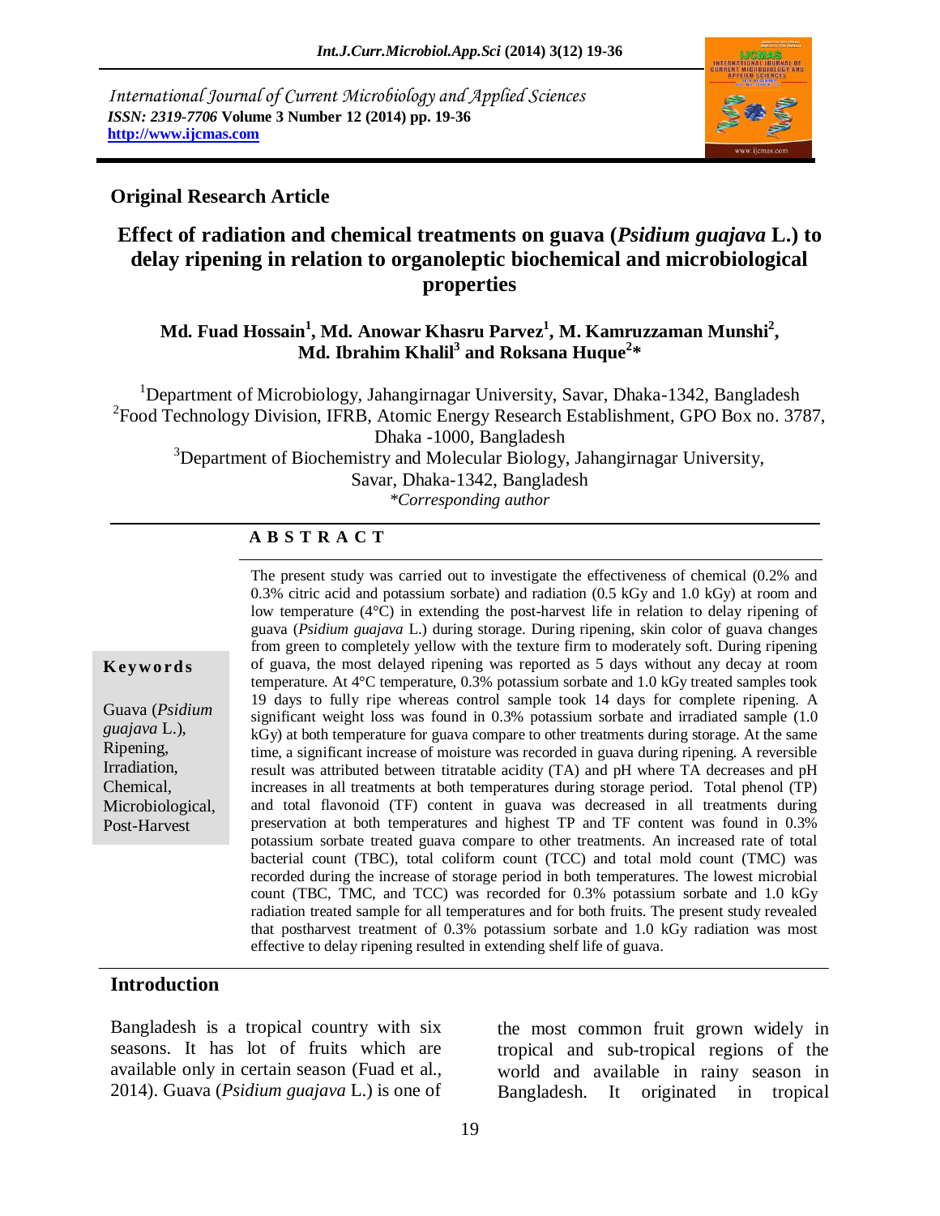International Journal of Current Microbiology and Applied Sciences
*ISSN: 2319-7706* **Volume 3 Number 12 (2014) pp. 19-36**
**http://www.ijcmas.com**

**Original Research Article**

# Effect of radiation and chemical treatments on guava (*Psidium guajava* L.) to delay ripening in relation to organoleptic biochemical and microbiological properties

**Md. Fuad Hossain[1], Md. Anowar Khasru Parvez[1], M. Kamruzzaman Munshi[2], Md. Ibrahim Khalil[3] and Roksana Huque[2]\***

[1]Department of Microbiology, Jahangirnagar University, Savar, Dhaka-1342, Bangladesh
[2]Food Technology Division, IFRB, Atomic Energy Research Establishment, GPO Box no. 3787, Dhaka -1000, Bangladesh
[3]Department of Biochemistry and Molecular Biology, Jahangirnagar University, Savar, Dhaka-1342, Bangladesh
*\*Corresponding author*

**Keywords**

Guava (*Psidium guajava* L.), Ripening, Irradiation, Chemical, Microbiological, Post-Harvest

**A B S T R A C T**

The present study was carried out to investigate the effectiveness of chemical (0.2% and 0.3% citric acid and potassium sorbate) and radiation (0.5 kGy and 1.0 kGy) at room and low temperature (4°C) in extending the post-harvest life in relation to delay ripening of guava (*Psidium guajava* L.) during storage. During ripening, skin color of guava changes from green to completely yellow with the texture firm to moderately soft. During ripening of guava, the most delayed ripening was reported as 5 days without any decay at room temperature. At 4°C temperature, 0.3% potassium sorbate and 1.0 kGy treated samples took 19 days to fully ripe whereas control sample took 14 days for complete ripening. A significant weight loss was found in 0.3% potassium sorbate and irradiated sample (1.0 kGy) at both temperature for guava compare to other treatments during storage. At the same time, a significant increase of moisture was recorded in guava during ripening. A reversible result was attributed between titratable acidity (TA) and pH where TA decreases and pH increases in all treatments at both temperatures during storage period. Total phenol (TP) and total flavonoid (TF) content in guava was decreased in all treatments during preservation at both temperatures and highest TP and TF content was found in 0.3% potassium sorbate treated guava compare to other treatments. An increased rate of total bacterial count (TBC), total coliform count (TCC) and total mold count (TMC) was recorded during the increase of storage period in both temperatures. The lowest microbial count (TBC, TMC, and TCC) was recorded for 0.3% potassium sorbate and 1.0 kGy radiation treated sample for all temperatures and for both fruits. The present study revealed that postharvest treatment of 0.3% potassium sorbate and 1.0 kGy radiation was most effective to delay ripening resulted in extending shelf life of guava.

## Introduction

Bangladesh is a tropical country with six seasons. It has lot of fruits which are available only in certain season (Fuad et al., 2014). Guava (*Psidium guajava* L.) is one of the most common fruit grown widely in tropical and sub-tropical regions of the world and available in rainy season in Bangladesh. It originated in tropical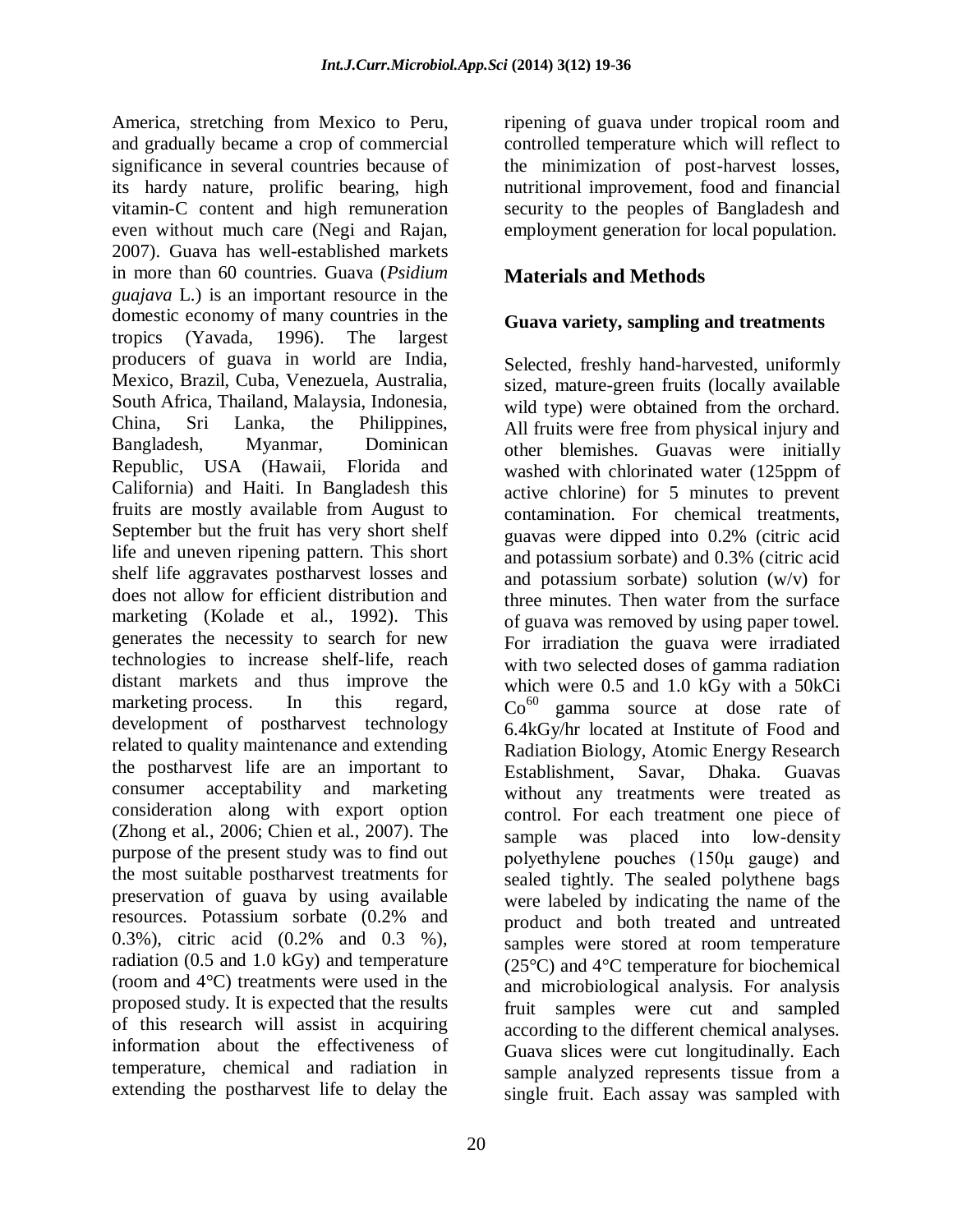America, stretching from Mexico to Peru, and gradually became a crop of commercial significance in several countries because of its hardy nature, prolific bearing, high vitamin-C content and high remuneration even without much care (Negi and Rajan, 2007). Guava has well-established markets in more than 60 countries. Guava (*Psidium guajava* L.) is an important resource in the domestic economy of many countries in the tropics (Yavada, 1996). The largest producers of guava in world are India, Mexico, Brazil, Cuba, Venezuela, Australia, South Africa, Thailand, Malaysia, Indonesia, China, Sri Lanka, the Philippines, Bangladesh, Myanmar, Dominican Republic, USA (Hawaii, Florida and California) and Haiti. In Bangladesh this fruits are mostly available from August to September but the fruit has very short shelf life and uneven ripening pattern. This short shelf life aggravates postharvest losses and does not allow for efficient distribution and marketing (Kolade et al., 1992). This generates the necessity to search for new technologies to increase shelf-life, reach distant markets and thus improve the marketing process. In this regard, development of postharvest technology related to quality maintenance and extending the postharvest life are an important to consumer acceptability and marketing consideration along with export option (Zhong et al., 2006; Chien et al., 2007). The purpose of the present study was to find out the most suitable postharvest treatments for preservation of guava by using available resources. Potassium sorbate (0.2% and 0.3%), citric acid (0.2% and 0.3 %), radiation (0.5 and 1.0 kGy) and temperature (room and 4°C) treatments were used in the proposed study. It is expected that the results of this research will assist in acquiring information about the effectiveness of temperature, chemical and radiation in extending the postharvest life to delay the ripening of guava under tropical room and controlled temperature which will reflect to the minimization of post-harvest losses, nutritional improvement, food and financial security to the peoples of Bangladesh and employment generation for local population.

## Materials and Methods

### Guava variety, sampling and treatments

Selected, freshly hand-harvested, uniformly sized, mature-green fruits (locally available wild type) were obtained from the orchard. All fruits were free from physical injury and other blemishes. Guavas were initially washed with chlorinated water (125ppm of active chlorine) for 5 minutes to prevent contamination. For chemical treatments, guavas were dipped into 0.2% (citric acid and potassium sorbate) and 0.3% (citric acid and potassium sorbate) solution (w/v) for three minutes. Then water from the surface of guava was removed by using paper towel. For irradiation the guava were irradiated with two selected doses of gamma radiation which were 0.5 and 1.0 kGy with a 50kCi $Co^{60}$ gamma source at dose rate of 6.4kGy/hr located at Institute of Food and Radiation Biology, Atomic Energy Research Establishment, Savar, Dhaka. Guavas without any treatments were treated as control. For each treatment one piece of sample was placed into low-density polyethylene pouches (150µ gauge) and sealed tightly. The sealed polythene bags were labeled by indicating the name of the product and both treated and untreated samples were stored at room temperature (25°C) and 4°C temperature for biochemical and microbiological analysis. For analysis fruit samples were cut and sampled according to the different chemical analyses. Guava slices were cut longitudinally. Each sample analyzed represents tissue from a single fruit. Each assay was sampled with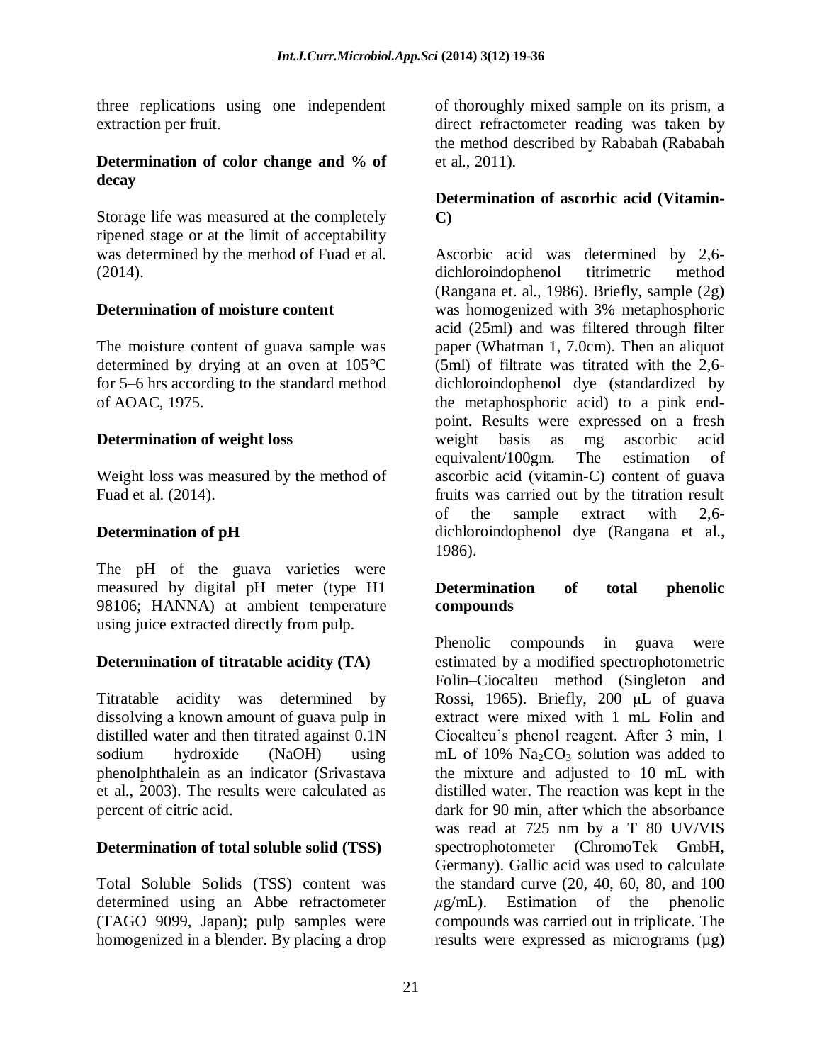three replications using one independent extraction per fruit.

### Determination of color change and % of decay

Storage life was measured at the completely ripened stage or at the limit of acceptability was determined by the method of Fuad et al. (2014).

### Determination of moisture content

The moisture content of guava sample was determined by drying at an oven at 105°C for 5–6 hrs according to the standard method of AOAC, 1975.

### Determination of weight loss

Weight loss was measured by the method of Fuad et al. (2014).

### Determination of pH

The pH of the guava varieties were measured by digital pH meter (type H1 98106; HANNA) at ambient temperature using juice extracted directly from pulp.

### Determination of titratable acidity (TA)

Titratable acidity was determined by dissolving a known amount of guava pulp in distilled water and then titrated against 0.1N sodium hydroxide (NaOH) using phenolphthalein as an indicator (Srivastava et al., 2003). The results were calculated as percent of citric acid.

### Determination of total soluble solid (TSS)

Total Soluble Solids (TSS) content was determined using an Abbe refractometer (TAGO 9099, Japan); pulp samples were homogenized in a blender. By placing a drop of thoroughly mixed sample on its prism, a direct refractometer reading was taken by the method described by Rababah (Rababah et al., 2011).

### Determination of ascorbic acid (Vitamin-C)

Ascorbic acid was determined by 2,6-dichloroindophenol titrimetric method (Rangana et. al., 1986). Briefly, sample (2g) was homogenized with 3% metaphosphoric acid (25ml) and was filtered through filter paper (Whatman 1, 7.0cm). Then an aliquot (5ml) of filtrate was titrated with the 2,6-dichloroindophenol dye (standardized by the metaphosphoric acid) to a pink end-point. Results were expressed on a fresh weight basis as mg ascorbic acid equivalent/100gm. The estimation of ascorbic acid (vitamin-C) content of guava fruits was carried out by the titration result of the sample extract with 2,6-dichloroindophenol dye (Rangana et al., 1986).

### Determination of total phenolic compounds

Phenolic compounds in guava were estimated by a modified spectrophotometric Folin–Ciocalteu method (Singleton and Rossi, 1965). Briefly, 200 μL of guava extract were mixed with 1 mL Folin and Ciocalteu's phenol reagent. After 3 min, 1 mL of 10% $Na_2CO_3$ solution was added to the mixture and adjusted to 10 mL with distilled water. The reaction was kept in the dark for 90 min, after which the absorbance was read at 725 nm by a T 80 UV/VIS spectrophotometer (ChromoTek GmbH, Germany). Gallic acid was used to calculate the standard curve (20, 40, 60, 80, and 100 $\mu$g/mL). Estimation of the phenolic compounds was carried out in triplicate. The results were expressed as micrograms (μg)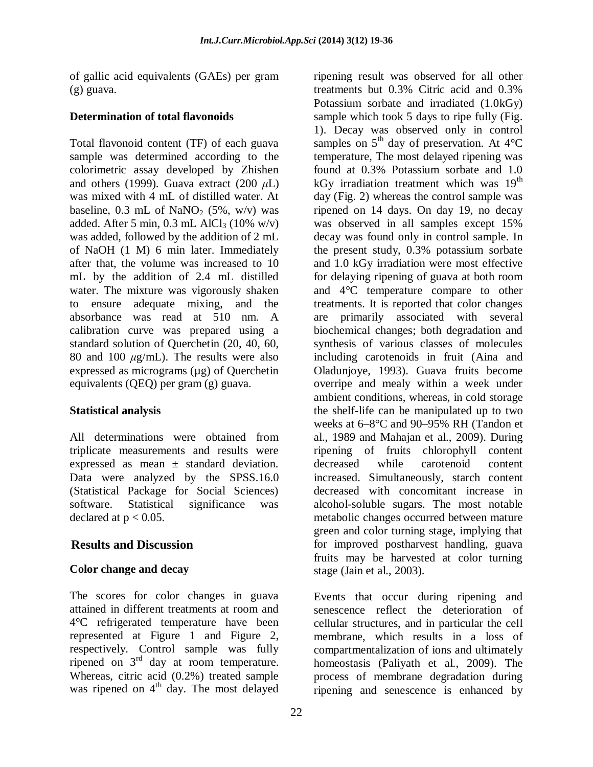of gallic acid equivalents (GAEs) per gram (g) guava.

### Determination of total flavonoids

Total flavonoid content (TF) of each guava sample was determined according to the colorimetric assay developed by Zhishen and others (1999). Guava extract (200 $\mu$L) was mixed with 4 mL of distilled water. At baseline, 0.3 mL of $NaNO_2$ (5%, w/v) was added. After 5 min, 0.3 mL $AlCl_3$ (10% w/v) was added, followed by the addition of 2 mL of NaOH (1 M) 6 min later. Immediately after that, the volume was increased to 10 mL by the addition of 2.4 mL distilled water. The mixture was vigorously shaken to ensure adequate mixing, and the absorbance was read at 510 nm. A calibration curve was prepared using a standard solution of Querchetin (20, 40, 60, 80 and 100 $\mu$g/mL). The results were also expressed as micrograms (μg) of Querchetin equivalents (QEQ) per gram (g) guava.

### Statistical analysis

All determinations were obtained from triplicate measurements and results were expressed as mean ± standard deviation. Data were analyzed by the SPSS.16.0 (Statistical Package for Social Sciences) software. Statistical significance was declared at $p < 0.05$.

## Results and Discussion

### Color change and decay

The scores for color changes in guava attained in different treatments at room and 4°C refrigerated temperature have been represented at Figure 1 and Figure 2, respectively. Control sample was fully ripened on 3rd day at room temperature. Whereas, citric acid (0.2%) treated sample was ripened on 4th day. The most delayed ripening result was observed for all other treatments but 0.3% Citric acid and 0.3% Potassium sorbate and irradiated (1.0kGy) sample which took 5 days to ripe fully (Fig. 1). Decay was observed only in control samples on 5th day of preservation. At 4°C temperature, The most delayed ripening was found at 0.3% Potassium sorbate and 1.0 kGy irradiation treatment which was 19th day (Fig. 2) whereas the control sample was ripened on 14 days. On day 19, no decay was observed in all samples except 15% decay was found only in control sample. In the present study, 0.3% potassium sorbate and 1.0 kGy irradiation were most effective for delaying ripening of guava at both room and 4°C temperature compare to other treatments. It is reported that color changes are primarily associated with several biochemical changes; both degradation and synthesis of various classes of molecules including carotenoids in fruit (Aina and Oladunjoye, 1993). Guava fruits become overripe and mealy within a week under ambient conditions, whereas, in cold storage the shelf-life can be manipulated up to two weeks at 6–8°C and 90–95% RH (Tandon et al., 1989 and Mahajan et al., 2009). During ripening of fruits chlorophyll content decreased while carotenoid content increased. Simultaneously, starch content decreased with concomitant increase in alcohol-soluble sugars. The most notable metabolic changes occurred between mature green and color turning stage, implying that for improved postharvest handling, guava fruits may be harvested at color turning stage (Jain et al., 2003).

Events that occur during ripening and senescence reflect the deterioration of cellular structures, and in particular the cell membrane, which results in a loss of compartmentalization of ions and ultimately homeostasis (Paliyath et al., 2009). The process of membrane degradation during ripening and senescence is enhanced by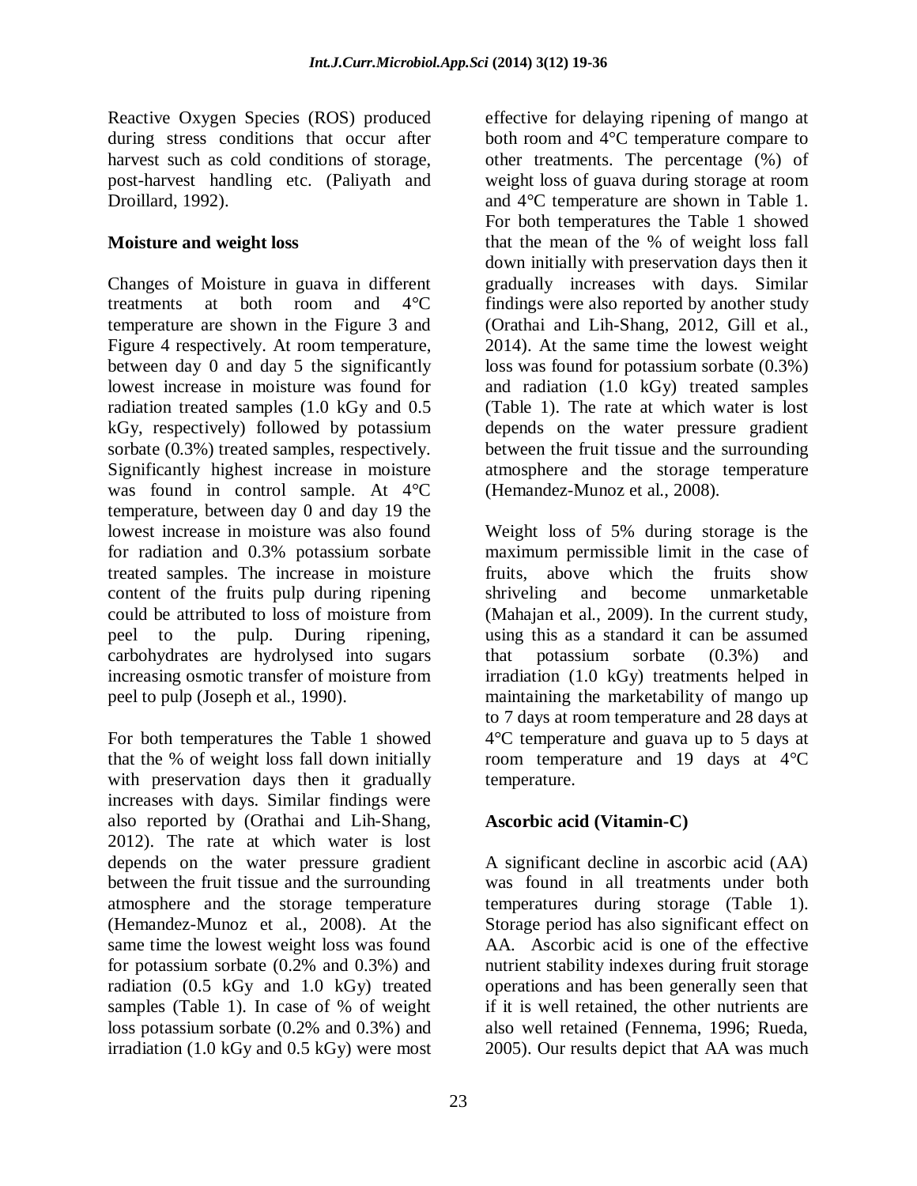Reactive Oxygen Species (ROS) produced during stress conditions that occur after harvest such as cold conditions of storage, post-harvest handling etc. (Paliyath and Droillard, 1992).

### Moisture and weight loss

Changes of Moisture in guava in different treatments at both room and 4°C temperature are shown in the Figure 3 and Figure 4 respectively. At room temperature, between day 0 and day 5 the significantly lowest increase in moisture was found for radiation treated samples (1.0 kGy and 0.5 kGy, respectively) followed by potassium sorbate (0.3%) treated samples, respectively. Significantly highest increase in moisture was found in control sample. At 4°C temperature, between day 0 and day 19 the lowest increase in moisture was also found for radiation and 0.3% potassium sorbate treated samples. The increase in moisture content of the fruits pulp during ripening could be attributed to loss of moisture from peel to the pulp. During ripening, carbohydrates are hydrolysed into sugars increasing osmotic transfer of moisture from peel to pulp (Joseph et al., 1990).

For both temperatures the Table 1 showed that the % of weight loss fall down initially with preservation days then it gradually increases with days. Similar findings were also reported by (Orathai and Lih-Shang, 2012). The rate at which water is lost depends on the water pressure gradient between the fruit tissue and the surrounding atmosphere and the storage temperature (Hemandez-Munoz et al., 2008). At the same time the lowest weight loss was found for potassium sorbate (0.2% and 0.3%) and radiation (0.5 kGy and 1.0 kGy) treated samples (Table 1). In case of % of weight loss potassium sorbate (0.2% and 0.3%) and irradiation (1.0 kGy and 0.5 kGy) were most effective for delaying ripening of mango at both room and 4°C temperature compare to other treatments. The percentage (%) of weight loss of guava during storage at room and 4°C temperature are shown in Table 1. For both temperatures the Table 1 showed that the mean of the % of weight loss fall down initially with preservation days then it gradually increases with days. Similar findings were also reported by another study (Orathai and Lih-Shang, 2012, Gill et al., 2014). At the same time the lowest weight loss was found for potassium sorbate (0.3%) and radiation (1.0 kGy) treated samples (Table 1). The rate at which water is lost depends on the water pressure gradient between the fruit tissue and the surrounding atmosphere and the storage temperature (Hemandez-Munoz et al., 2008).

Weight loss of 5% during storage is the maximum permissible limit in the case of fruits, above which the fruits show shriveling and become unmarketable (Mahajan et al., 2009). In the current study, using this as a standard it can be assumed that potassium sorbate (0.3%) and irradiation (1.0 kGy) treatments helped in maintaining the marketability of mango up to 7 days at room temperature and 28 days at 4°C temperature and guava up to 5 days at room temperature and 19 days at 4°C temperature.

### Ascorbic acid (Vitamin-C)

A significant decline in ascorbic acid (AA) was found in all treatments under both temperatures during storage (Table 1). Storage period has also significant effect on AA. Ascorbic acid is one of the effective nutrient stability indexes during fruit storage operations and has been generally seen that if it is well retained, the other nutrients are also well retained (Fennema, 1996; Rueda, 2005). Our results depict that AA was much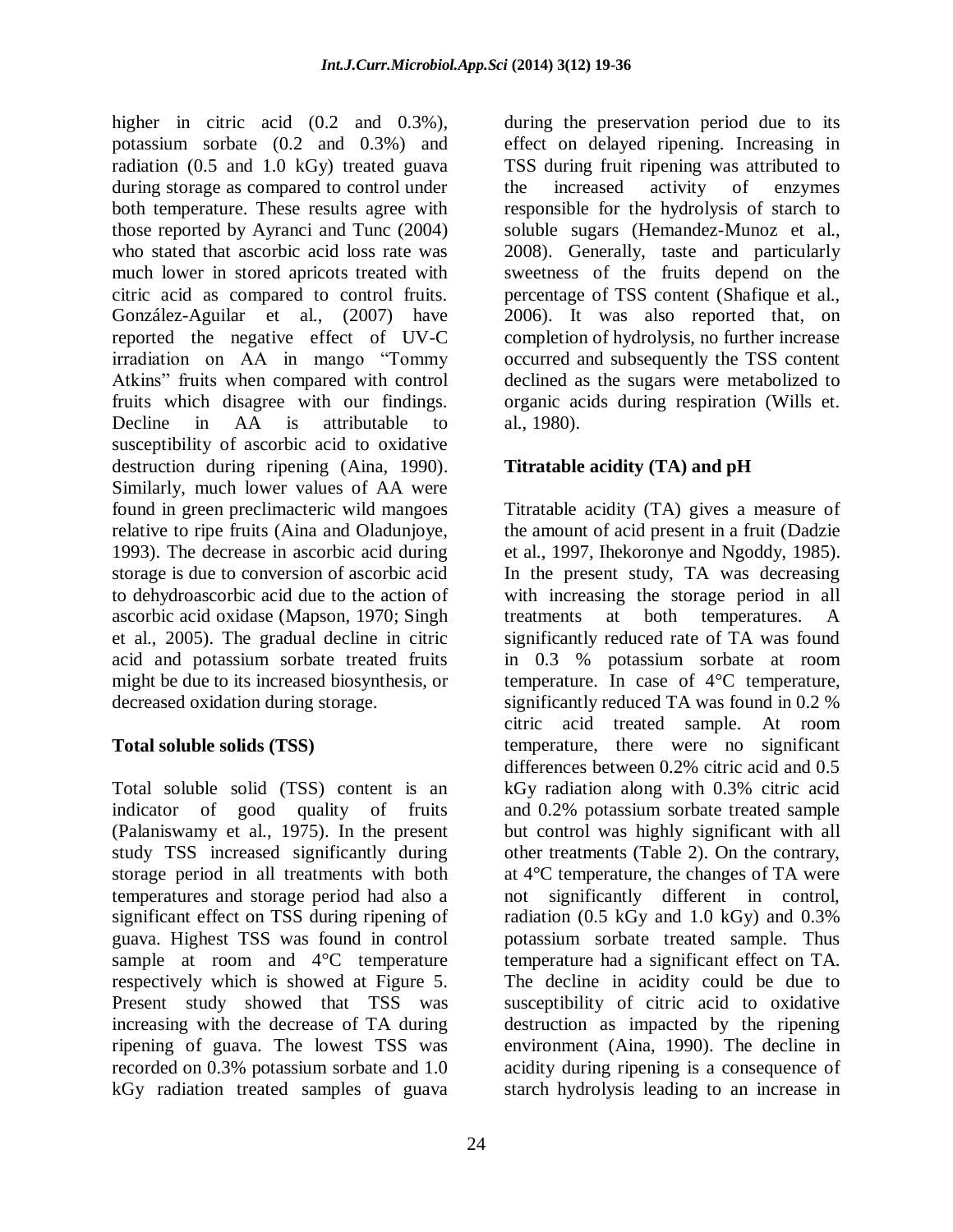higher in citric acid (0.2 and 0.3%), potassium sorbate (0.2 and 0.3%) and radiation (0.5 and 1.0 kGy) treated guava during storage as compared to control under both temperature. These results agree with those reported by Ayranci and Tunc (2004) who stated that ascorbic acid loss rate was much lower in stored apricots treated with citric acid as compared to control fruits. González-Aguilar et al., (2007) have reported the negative effect of UV-C irradiation on AA in mango "Tommy Atkins" fruits when compared with control fruits which disagree with our findings. Decline in AA is attributable to susceptibility of ascorbic acid to oxidative destruction during ripening (Aina, 1990). Similarly, much lower values of AA were found in green preclimacteric wild mangoes relative to ripe fruits (Aina and Oladunjoye, 1993). The decrease in ascorbic acid during storage is due to conversion of ascorbic acid to dehydroascorbic acid due to the action of ascorbic acid oxidase (Mapson, 1970; Singh et al., 2005). The gradual decline in citric acid and potassium sorbate treated fruits might be due to its increased biosynthesis, or decreased oxidation during storage.

### Total soluble solids (TSS)

Total soluble solid (TSS) content is an indicator of good quality of fruits (Palaniswamy et al., 1975). In the present study TSS increased significantly during storage period in all treatments with both temperatures and storage period had also a significant effect on TSS during ripening of guava. Highest TSS was found in control sample at room and 4°C temperature respectively which is showed at Figure 5. Present study showed that TSS was increasing with the decrease of TA during ripening of guava. The lowest TSS was recorded on 0.3% potassium sorbate and 1.0 kGy radiation treated samples of guava during the preservation period due to its effect on delayed ripening. Increasing in TSS during fruit ripening was attributed to the increased activity of enzymes responsible for the hydrolysis of starch to soluble sugars (Hemandez-Munoz et al., 2008). Generally, taste and particularly sweetness of the fruits depend on the percentage of TSS content (Shafique et al., 2006). It was also reported that, on completion of hydrolysis, no further increase occurred and subsequently the TSS content declined as the sugars were metabolized to organic acids during respiration (Wills et. al., 1980).

### Titratable acidity (TA) and pH

Titratable acidity (TA) gives a measure of the amount of acid present in a fruit (Dadzie et al., 1997, Ihekoronye and Ngoddy, 1985). In the present study, TA was decreasing with increasing the storage period in all treatments at both temperatures. A significantly reduced rate of TA was found in 0.3 % potassium sorbate at room temperature. In case of 4°C temperature, significantly reduced TA was found in 0.2 % citric acid treated sample. At room temperature, there were no significant differences between 0.2% citric acid and 0.5 kGy radiation along with 0.3% citric acid and 0.2% potassium sorbate treated sample but control was highly significant with all other treatments (Table 2). On the contrary, at 4°C temperature, the changes of TA were not significantly different in control, radiation (0.5 kGy and 1.0 kGy) and 0.3% potassium sorbate treated sample. Thus temperature had a significant effect on TA. The decline in acidity could be due to susceptibility of citric acid to oxidative destruction as impacted by the ripening environment (Aina, 1990). The decline in acidity during ripening is a consequence of starch hydrolysis leading to an increase in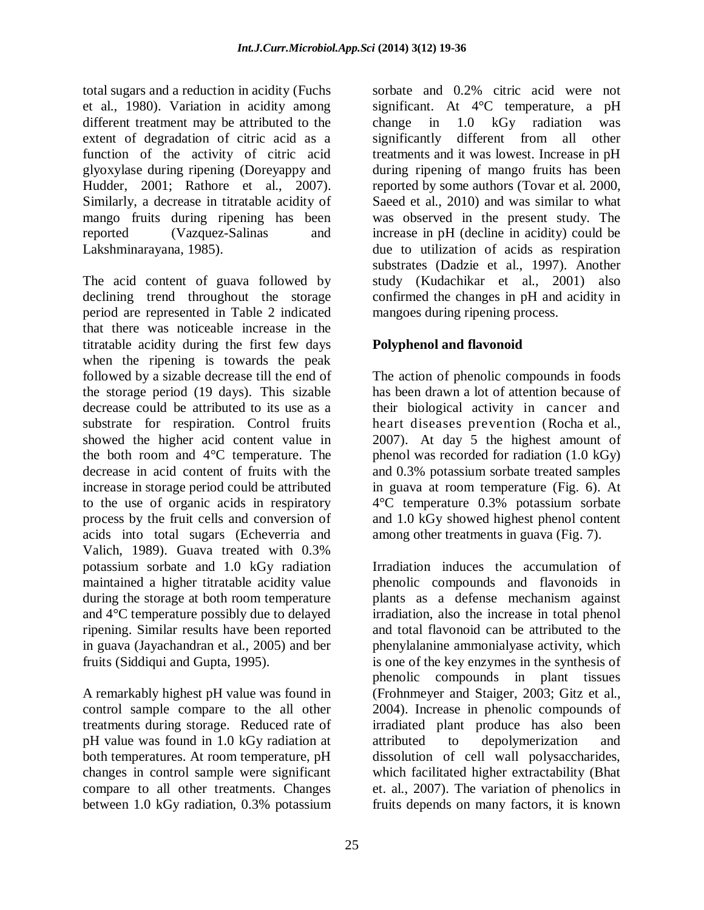total sugars and a reduction in acidity (Fuchs et al., 1980). Variation in acidity among different treatment may be attributed to the extent of degradation of citric acid as a function of the activity of citric acid glyoxylase during ripening (Doreyappy and Hudder, 2001; Rathore et al., 2007). Similarly, a decrease in titratable acidity of mango fruits during ripening has been reported (Vazquez-Salinas and Lakshminarayana, 1985).

The acid content of guava followed by declining trend throughout the storage period are represented in Table 2 indicated that there was noticeable increase in the titratable acidity during the first few days when the ripening is towards the peak followed by a sizable decrease till the end of the storage period (19 days). This sizable decrease could be attributed to its use as a substrate for respiration. Control fruits showed the higher acid content value in the both room and 4°C temperature. The decrease in acid content of fruits with the increase in storage period could be attributed to the use of organic acids in respiratory process by the fruit cells and conversion of acids into total sugars (Echeverria and Valich, 1989). Guava treated with 0.3% potassium sorbate and 1.0 kGy radiation maintained a higher titratable acidity value during the storage at both room temperature and 4°C temperature possibly due to delayed ripening. Similar results have been reported in guava (Jayachandran et al., 2005) and ber fruits (Siddiqui and Gupta, 1995).

A remarkably highest pH value was found in control sample compare to the all other treatments during storage. Reduced rate of pH value was found in 1.0 kGy radiation at both temperatures. At room temperature, pH changes in control sample were significant compare to all other treatments. Changes between 1.0 kGy radiation, 0.3% potassium sorbate and 0.2% citric acid were not significant. At 4°C temperature, a pH change in 1.0 kGy radiation was significantly different from all other treatments and it was lowest. Increase in pH during ripening of mango fruits has been reported by some authors (Tovar et al. 2000, Saeed et al., 2010) and was similar to what was observed in the present study. The increase in pH (decline in acidity) could be due to utilization of acids as respiration substrates (Dadzie et al., 1997). Another study (Kudachikar et al., 2001) also confirmed the changes in pH and acidity in mangoes during ripening process.

## Polyphenol and flavonoid

The action of phenolic compounds in foods has been drawn a lot of attention because of their biological activity in cancer and heart diseases prevention (Rocha et al., 2007). At day 5 the highest amount of phenol was recorded for radiation (1.0 kGy) and 0.3% potassium sorbate treated samples in guava at room temperature (Fig. 6). At 4°C temperature 0.3% potassium sorbate and 1.0 kGy showed highest phenol content among other treatments in guava (Fig. 7).

Irradiation induces the accumulation of phenolic compounds and flavonoids in plants as a defense mechanism against irradiation, also the increase in total phenol and total flavonoid can be attributed to the phenylalanine ammonialyase activity, which is one of the key enzymes in the synthesis of phenolic compounds in plant tissues (Frohnmeyer and Staiger, 2003; Gitz et al., 2004). Increase in phenolic compounds of irradiated plant produce has also been attributed to depolymerization and dissolution of cell wall polysaccharides, which facilitated higher extractability (Bhat et. al., 2007). The variation of phenolics in fruits depends on many factors, it is known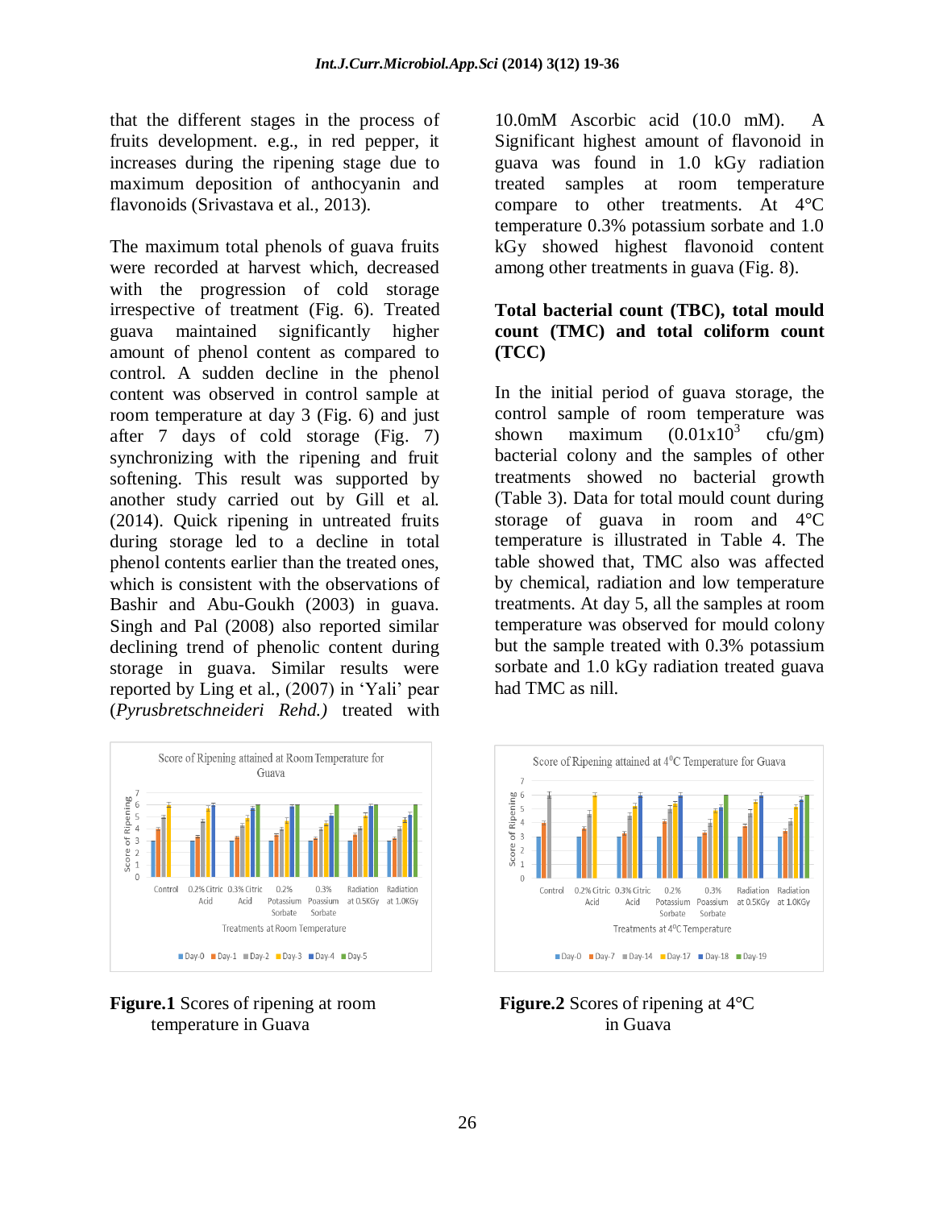that the different stages in the process of fruits development. e.g., in red pepper, it increases during the ripening stage due to maximum deposition of anthocyanin and flavonoids (Srivastava et al., 2013).

The maximum total phenols of guava fruits were recorded at harvest which, decreased with the progression of cold storage irrespective of treatment (Fig. 6). Treated guava maintained significantly higher amount of phenol content as compared to control. A sudden decline in the phenol content was observed in control sample at room temperature at day 3 (Fig. 6) and just after 7 days of cold storage (Fig. 7) synchronizing with the ripening and fruit softening. This result was supported by another study carried out by Gill et al. (2014). Quick ripening in untreated fruits during storage led to a decline in total phenol contents earlier than the treated ones, which is consistent with the observations of Bashir and Abu-Goukh (2003) in guava. Singh and Pal (2008) also reported similar declining trend of phenolic content during storage in guava. Similar results were reported by Ling et al., (2007) in 'Yali' pear (*Pyrusbretschneideri Rehd.)* treated with 10.0mM Ascorbic acid (10.0 mM). A Significant highest amount of flavonoid in guava was found in 1.0 kGy radiation treated samples at room temperature compare to other treatments. At 4°C temperature 0.3% potassium sorbate and 1.0 kGy showed highest flavonoid content among other treatments in guava (Fig. 8).

### Total bacterial count (TBC), total mould count (TMC) and total coliform count (TCC)

In the initial period of guava storage, the control sample of room temperature was shown maximum ($0.01 \times 10^3$ cfu/gm) bacterial colony and the samples of other treatments showed no bacterial growth (Table 3). Data for total mould count during storage of guava in room and 4°C temperature is illustrated in Table 4. The table showed that, TMC also was affected by chemical, radiation and low temperature treatments. At day 5, all the samples at room temperature was observed for mould colony but the sample treated with 0.3% potassium sorbate and 1.0 kGy radiation treated guava had TMC as nill.

Score of Ripening attained at Room Temperature for Guava

Score of Ripening

0 1 2 3 4 5 6 7

Control, 0.2% Citric Acid, 0.3% Citric Acid, 0.2% Potassium Sorbate, 0.3% Poassium Sorbate, Radiation at 0.5KGy, Radiation at 1.0KGy

Treatments at Room Temperature

Day-0, Day-1, Day-2, Day-3, Day-4, Day-5

**Figure.1** Scores of ripening at room temperature in Guava

Score of Ripening attained at 4°C Temperature for Guava

Score of Ripening

0 1 2 3 4 5 6 7

Control, 0.2% Citric Acid, 0.3% Citric Acid, 0.2% Potassium Sorbate, 0.3% Poassium Sorbate, Radiation at 0.5KGy, Radiation at 1.0KGy

Treatments at 4°C Temperature

Day-0, Day-7, Day-14, Day-17, Day-18, Day-19

**Figure.2** Scores of ripening at 4°C in Guava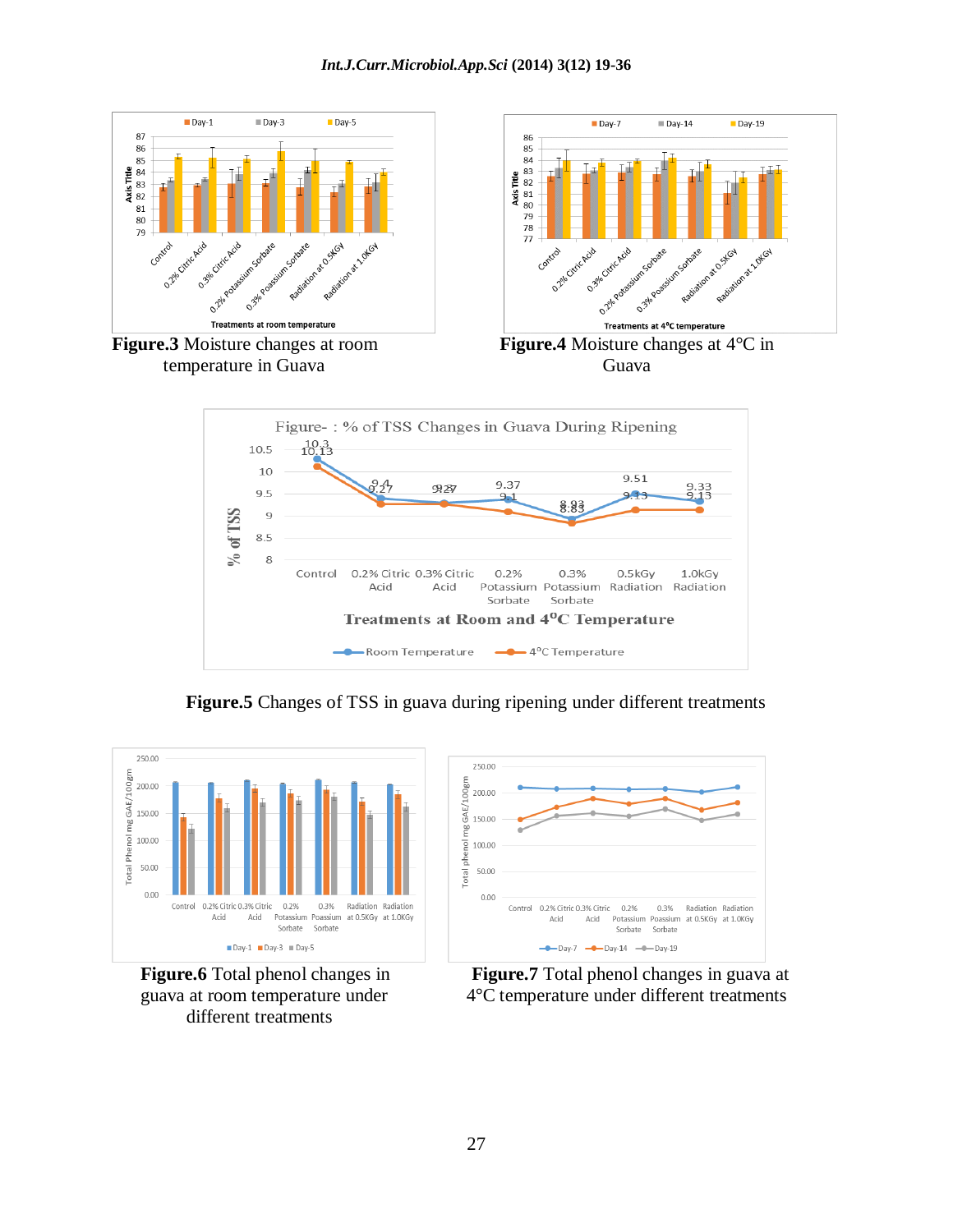Day-1 Day-3 Day-5

87
86
85
84
83
82
81
80
79

Axis Title

Control
0.2% Citric Acid
0.3% Citric Acid
0.2% Potassium Sorbate
0.3% Poassium Sorbate
Radiation at 0.5KGy
Radiation at 1.0KGy

Treatments at room temperature

**Figure.3** Moisture changes at room temperature in Guava

Day-7 Day-14 Day-19

86
85
84
83
82
81
80
79
78
77

Axis Title

Control
0.2% Citric Acid
0.3% Citric Acid
0.2% Potassium Sorbate
0.3% Poassium Sorbate
Radiation at 0.5KGy
Radiation at 1.0KGy

Treatments at 4°C temperature

**Figure.4** Moisture changes at 4°C in Guava

Figure- : % of TSS Changes in Guava During Ripening

10.5
10
9.5
9
8.5
8

% of TSS

10.3
10.13
9.4
9.27
9.27
9.27
9.37
9.1
8.93
8.83
9.51
9.13
9.33
9.13

Control
0.2% Citric Acid
0.3% Citric Acid
0.2% Potassium Sorbate
0.3% Potassium Sorbate
0.5kGy Radiation
1.0kGy Radiation

Treatments at Room and 4°C Temperature

Room Temperature
4°C Temperature

**Figure.5** Changes of TSS in guava during ripening under different treatments

250.00
200.00
150.00
100.00
50.00
0.00

Total Phenol mg GAE/100gm

Control
0.2% Citric Acid
0.3% Citric Acid
0.2% Potassium Sorbate
0.3% Poassium Sorbate
Radiation at 0.5KGy
Radiation at 1.0KGy

Day-1 Day-3 Day-5

**Figure.6** Total phenol changes in guava at room temperature under different treatments

250.00
200.00
150.00
100.00
50.00
0.00

Total phenol mg GAE/100gm

Control
0.2% Citric Acid
0.3% Citric Acid
0.2% Potassium Sorbate
0.3% Poassium Sorbate
Radiation at 0.5KGy
Radiation at 1.0KGy

Day-7 Day-14 Day-19

**Figure.7** Total phenol changes in guava at 4°C temperature under different treatments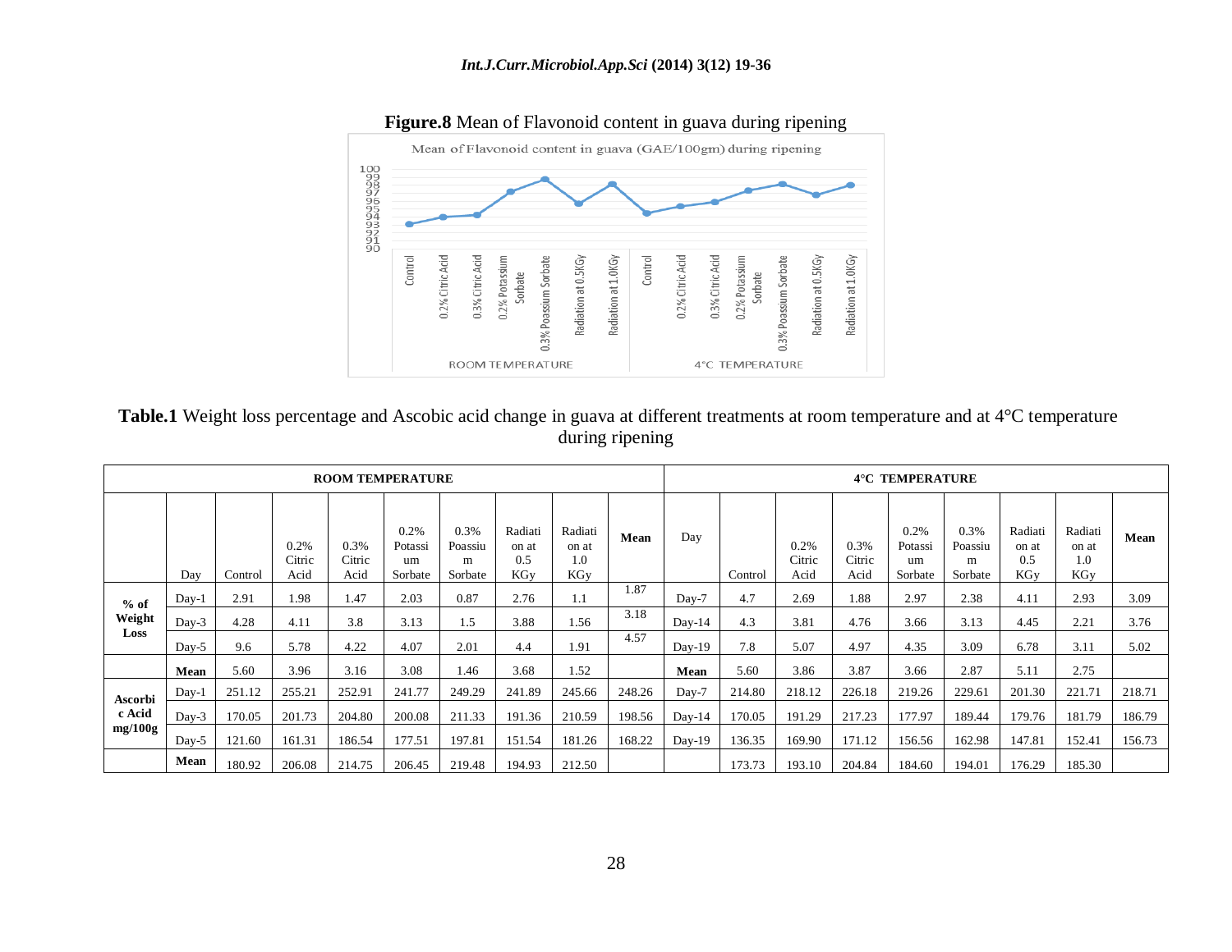**Figure.8** Mean of Flavonoid content in guava during ripening

Mean of Flavonoid content in guava (GAE/100gm) during ripening

100
99
98
97
96
95
94
93
92
91
90

Control
0.2% Citric Acid
0.3% Citric Acid
0.2% Potassium Sorbate
0.3% Poassium Sorbate
Radiation at 0.5KGy
Radiation at 1.0KGy
Control
0.2% Citric Acid
0.3% Citric Acid
0.2% Potassium Sorbate
0.3% Poassium Sorbate
Radiation at 0.5KGy
Radiation at 1.0KGy

ROOM TEMPERATURE
4°C TEMPERATURE

**Table.1** Weight loss percentage and Ascobic acid change in guava at different treatments at room temperature and at 4°C temperature during ripening

| | ROOM TEMPERATURE | | | | | | | | | 4°C TEMPERATURE | | | | | | | | |
|---|---|---|---|---|---|---|---|---|---|---|---|---|---|---|---|---|---|---|
| | Day | Control | 0.2% Citric Acid | 0.3% Citric Acid | 0.2% Potassium Sorbate | 0.3% Poassium Sorbate | Radiation at 0.5 KGy | Radiation at 1.0 KGy | Mean | Day | Control | 0.2% Citric Acid | 0.3% Citric Acid | 0.2% Potassium Sorbate | 0.3% Poassium Sorbate | Radiation at 0.5 KGy | Radiation at 1.0 KGy | Mean |
| **% of Weight Loss** | Day-1 | 2.91 | 1.98 | 1.47 | 2.03 | 0.87 | 2.76 | 1.1 | 1.87 | Day-7 | 4.7 | 2.69 | 1.88 | 2.97 | 2.38 | 4.11 | 2.93 | 3.09 |
| | Day-3 | 4.28 | 4.11 | 3.8 | 3.13 | 1.5 | 3.88 | 1.56 | 3.18 | Day-14 | 4.3 | 3.81 | 4.76 | 3.66 | 3.13 | 4.45 | 2.21 | 3.76 |
| | Day-5 | 9.6 | 5.78 | 4.22 | 4.07 | 2.01 | 4.4 | 1.91 | 4.57 | Day-19 | 7.8 | 5.07 | 4.97 | 4.35 | 3.09 | 6.78 | 3.11 | 5.02 |
| | **Mean** | 5.60 | 3.96 | 3.16 | 3.08 | 1.46 | 3.68 | 1.52 | | **Mean** | 5.60 | 3.86 | 3.87 | 3.66 | 2.87 | 5.11 | 2.75 | |
| **Ascorbic Acid mg/100g** | Day-1 | 251.12 | 255.21 | 252.91 | 241.77 | 249.29 | 241.89 | 245.66 | 248.26 | Day-7 | 214.80 | 218.12 | 226.18 | 219.26 | 229.61 | 201.30 | 221.71 | 218.71 |
| | Day-3 | 170.05 | 201.73 | 204.80 | 200.08 | 211.33 | 191.36 | 210.59 | 198.56 | Day-14 | 170.05 | 191.29 | 217.23 | 177.97 | 189.44 | 179.76 | 181.79 | 186.79 |
| | Day-5 | 121.60 | 161.31 | 186.54 | 177.51 | 197.81 | 151.54 | 181.26 | 168.22 | Day-19 | 136.35 | 169.90 | 171.12 | 156.56 | 162.98 | 147.81 | 152.41 | 156.73 |
| | **Mean** | 180.92 | 206.08 | 214.75 | 206.45 | 219.48 | 194.93 | 212.50 | | | 173.73 | 193.10 | 204.84 | 184.60 | 194.01 | 176.29 | 185.30 | |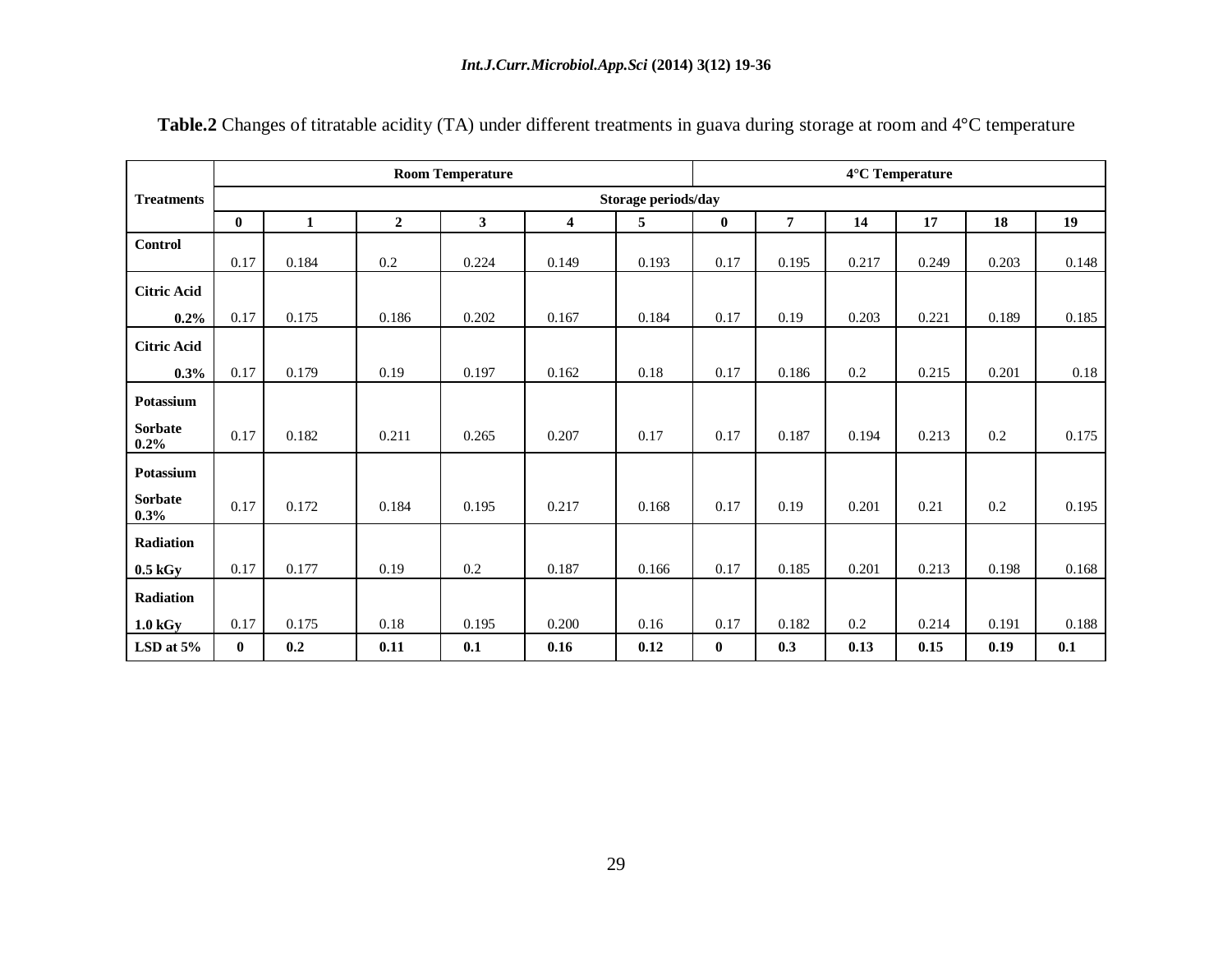**Table.2** Changes of titratable acidity (TA) under different treatments in guava during storage at room and 4°C temperature

| Treatments | Room Temperature | | | | | | 4°C Temperature | | | | | |
|---|---|---|---|---|---|---|---|---|---|---|---|---|
| | Storage periods/day | | | | | | | | | | | |
| | 0 | 1 | 2 | 3 | 4 | 5 | 0 | 7 | 14 | 17 | 18 | 19 |
| Control | 0.17 | 0.184 | 0.2 | 0.224 | 0.149 | 0.193 | 0.17 | 0.195 | 0.217 | 0.249 | 0.203 | 0.148 |
| Citric Acid 0.2% | 0.17 | 0.175 | 0.186 | 0.202 | 0.167 | 0.184 | 0.17 | 0.19 | 0.203 | 0.221 | 0.189 | 0.185 |
| Citric Acid 0.3% | 0.17 | 0.179 | 0.19 | 0.197 | 0.162 | 0.18 | 0.17 | 0.186 | 0.2 | 0.215 | 0.201 | 0.18 |
| Potassium Sorbate 0.2% | 0.17 | 0.182 | 0.211 | 0.265 | 0.207 | 0.17 | 0.17 | 0.187 | 0.194 | 0.213 | 0.2 | 0.175 |
| Potassium Sorbate 0.3% | 0.17 | 0.172 | 0.184 | 0.195 | 0.217 | 0.168 | 0.17 | 0.19 | 0.201 | 0.21 | 0.2 | 0.195 |
| Radiation 0.5 kGy | 0.17 | 0.177 | 0.19 | 0.2 | 0.187 | 0.166 | 0.17 | 0.185 | 0.201 | 0.213 | 0.198 | 0.168 |
| Radiation 1.0 kGy | 0.17 | 0.175 | 0.18 | 0.195 | 0.200 | 0.16 | 0.17 | 0.182 | 0.2 | 0.214 | 0.191 | 0.188 |
| **LSD at 5%** | **0** | **0.2** | **0.11** | **0.1** | **0.16** | **0.12** | **0** | **0.3** | **0.13** | **0.15** | **0.19** | **0.1** |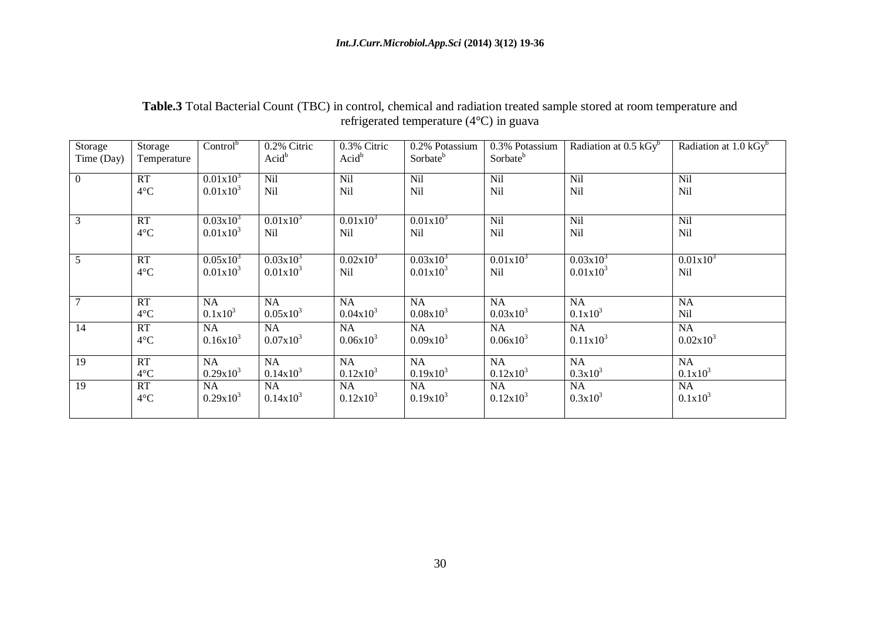**Table.3** Total Bacterial Count (TBC) in control, chemical and radiation treated sample stored at room temperature and refrigerated temperature (4°C) in guava

| Storage Time (Day) | Storage Temperature | Control[b] | 0.2% Citric Acid[b] | 0.3% Citric Acid[b] | 0.2% Potassium Sorbate[b] | 0.3% Potassium Sorbate[b] | Radiation at 0.5 kGy[b] | Radiation at 1.0 kGy[b] |
|---|---|---|---|---|---|---|---|---|
| 0 | RT<br>4°C | $0.01x10^3$<br>$0.01x10^3$ | Nil<br>Nil | Nil<br>Nil | Nil<br>Nil | Nil<br>Nil | Nil<br>Nil | Nil<br>Nil |
| 3 | RT<br>4°C | $0.03x10^3$<br>$0.01x10^3$ | $0.01x10^3$<br>Nil | $0.01x10^3$<br>Nil | $0.01x10^3$<br>Nil | Nil<br>Nil | Nil<br>Nil | Nil<br>Nil |
| 5 | RT<br>4°C | $0.05x10^3$<br>$0.01x10^3$ | $0.03x10^3$<br>$0.01x10^3$ | $0.02x10^3$<br>Nil | $0.03x10^3$<br>$0.01x10^3$ | $0.01x10^3$<br>Nil | $0.03x10^3$<br>$0.01x10^3$ | $0.01x10^3$<br>Nil |
| 7 | RT<br>4°C | NA<br>$0.1x10^3$ | NA<br>$0.05x10^3$ | NA<br>$0.04x10^3$ | NA<br>$0.08x10^3$ | NA<br>$0.03x10^3$ | NA<br>$0.1x10^3$ | NA<br>Nil |
| 14 | RT<br>4°C | NA<br>$0.16x10^3$ | NA<br>$0.07x10^3$ | NA<br>$0.06x10^3$ | NA<br>$0.09x10^3$ | NA<br>$0.06x10^3$ | NA<br>$0.11x10^3$ | NA<br>$0.02x10^3$ |
| 19 | RT<br>4°C | NA<br>$0.29x10^3$ | NA<br>$0.14x10^3$ | NA<br>$0.12x10^3$ | NA<br>$0.19x10^3$ | NA<br>$0.12x10^3$ | NA<br>$0.3x10^3$ | NA<br>$0.1x10^3$ |
| 19 | RT<br>4°C | NA<br>$0.29x10^3$ | NA<br>$0.14x10^3$ | NA<br>$0.12x10^3$ | NA<br>$0.19x10^3$ | NA<br>$0.12x10^3$ | NA<br>$0.3x10^3$ | NA<br>$0.1x10^3$ |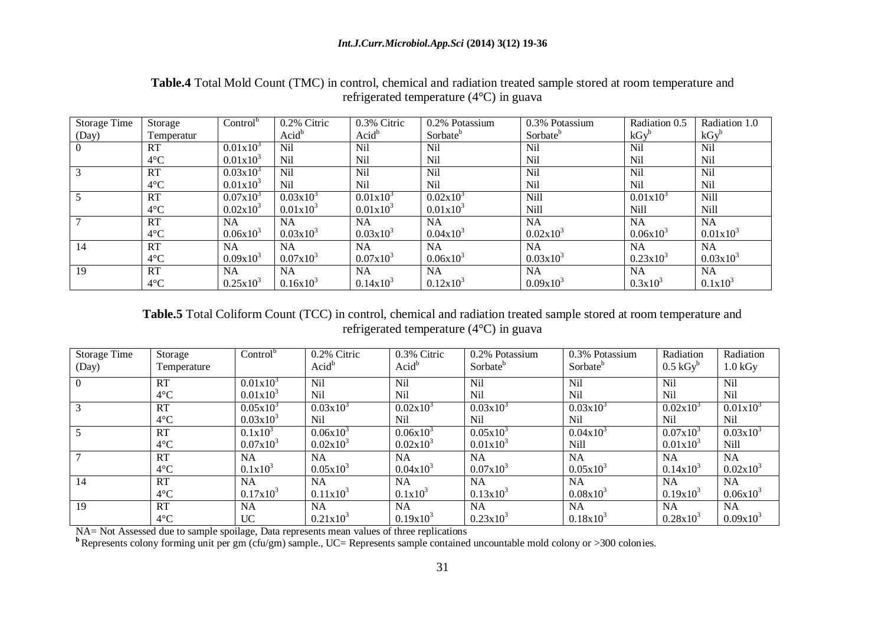**Table.4** Total Mold Count (TMC) in control, chemical and radiation treated sample stored at room temperature and refrigerated temperature (4°C) in guava

| Storage Time (Day) | Storage Temperatur | Control[b] | 0.2% Citric Acid[b] | 0.3% Citric Acid[b] | 0.2% Potassium Sorbate[b] | 0.3% Potassium Sorbate[b] | Radiation 0.5 kGy[b] | Radiation 1.0 kGy[b] |
|---|---|---|---|---|---|---|---|---|
| 0 | RT | $0.01x10^3$ | Nil | Nil | Nil | Nil | Nil | Nil |
| | 4°C | $0.01x10^3$ | Nil | Nil | Nil | Nil | Nil | Nil |
| 3 | RT | $0.03x10^3$ | Nil | Nil | Nil | Nil | Nil | Nil |
| | 4°C | $0.01x10^3$ | Nil | Nil | Nil | Nil | Nil | Nil |
| 5 | RT | $0.07x10^3$ | $0.03x10^3$ | $0.01x10^3$ | $0.02x10^3$ | Nill | $0.01x10^3$ | Nill |
| | 4°C | $0.02x10^3$ | $0.01x10^3$ | $0.01x10^3$ | $0.01x10^3$ | Nill | Nill | Nill |
| 7 | RT | NA | NA | NA | NA | NA | NA | NA |
| | 4°C | $0.06x10^3$ | $0.03x10^3$ | $0.03x10^3$ | $0.04x10^3$ | $0.02x10^3$ | $0.06x10^3$ | $0.01x10^3$ |
| 14 | RT | NA | NA | NA | NA | NA | NA | NA |
| | 4°C | $0.09x10^3$ | $0.07x10^3$ | $0.07x10^3$ | $0.06x10^3$ | $0.03x10^3$ | $0.23x10^3$ | $0.03x10^3$ |
| 19 | RT | NA | NA | NA | NA | NA | NA | NA |
| | 4°C | $0.25x10^3$ | $0.16x10^3$ | $0.14x10^3$ | $0.12x10^3$ | $0.09x10^3$ | $0.3x10^3$ | $0.1x10^3$ |

**Table.5** Total Coliform Count (TCC) in control, chemical and radiation treated sample stored at room temperature and refrigerated temperature (4°C) in guava

| Storage Time (Day) | Storage Temperature | Control[b] | 0.2% Citric Acid[b] | 0.3% Citric Acid[b] | 0.2% Potassium Sorbate[b] | 0.3% Potassium Sorbate[b] | Radiation 0.5 kGy[b] | Radiation 1.0 kGy |
|---|---|---|---|---|---|---|---|---|
| 0 | RT | $0.01x10^3$ | Nil | Nil | Nil | Nil | Nil | Nil |
| | 4°C | $0.01x10^3$ | Nil | Nil | Nil | Nil | Nil | Nil |
| 3 | RT | $0.05x10^3$ | $0.03x10^3$ | $0.02x10^3$ | $0.03x10^3$ | $0.03x10^3$ | $0.02x10^3$ | $0.01x10^3$ |
| | 4°C | $0.03x10^3$ | Nil | Nil | Nil | Nil | Nil | Nil |
| 5 | RT | $0.1x10^3$ | $0.06x10^3$ | $0.06x10^3$ | $0.05x10^3$ | $0.04x10^3$ | $0.07x10^3$ | $0.03x10^3$ |
| | 4°C | $0.07x10^3$ | $0.02x10^3$ | $0.02x10^3$ | $0.01x10^3$ | Nill | $0.01x10^3$ | Nill |
| 7 | RT | NA | NA | NA | NA | NA | NA | NA |
| | 4°C | $0.1x10^3$ | $0.05x10^3$ | $0.04x10^3$ | $0.07x10^3$ | $0.05x10^3$ | $0.14x10^3$ | $0.02x10^3$ |
| 14 | RT | NA | NA | NA | NA | NA | NA | NA |
| | 4°C | $0.17x10^3$ | $0.11x10^3$ | $0.1x10^3$ | $0.13x10^3$ | $0.08x10^3$ | $0.19x10^3$ | $0.06x10^3$ |
| 19 | RT | NA | NA | NA | NA | NA | NA | NA |
| | 4°C | UC | $0.21x10^3$ | $0.19x10^3$ | $0.23x10^3$ | $0.18x10^3$ | $0.28x10^3$ | $0.09x10^3$ |

NA= Not Assessed due to sample spoilage, Data represents mean values of three replications

[b] Represents colony forming unit per gm (cfu/gm) sample., UC= Represents sample contained uncountable mold colony or >300 colonies.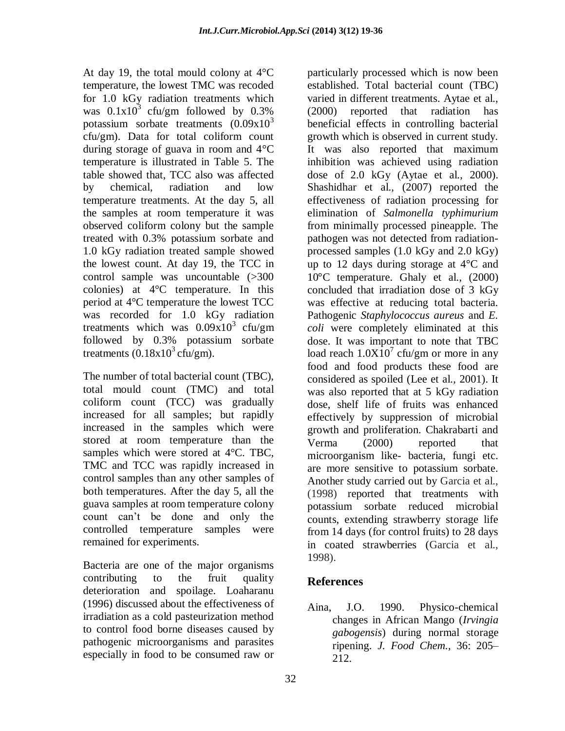At day 19, the total mould colony at 4°C temperature, the lowest TMC was recoded for 1.0 kGy radiation treatments which was $0.1x10^3$ cfu/gm followed by 0.3% potassium sorbate treatments ($0.09x10^3$ cfu/gm). Data for total coliform count during storage of guava in room and 4°C temperature is illustrated in Table 5. The table showed that, TCC also was affected by chemical, radiation and low temperature treatments. At the day 5, all the samples at room temperature it was observed coliform colony but the sample treated with 0.3% potassium sorbate and 1.0 kGy radiation treated sample showed the lowest count. At day 19, the TCC in control sample was uncountable (>300 colonies) at 4°C temperature. In this period at 4°C temperature the lowest TCC was recorded for 1.0 kGy radiation treatments which was $0.09x10^3$ cfu/gm followed by 0.3% potassium sorbate treatments ($0.18x10^3$ cfu/gm).

The number of total bacterial count (TBC), total mould count (TMC) and total coliform count (TCC) was gradually increased for all samples; but rapidly increased in the samples which were stored at room temperature than the samples which were stored at 4°C. TBC, TMC and TCC was rapidly increased in control samples than any other samples of both temperatures. After the day 5, all the guava samples at room temperature colony count can't be done and only the controlled temperature samples were remained for experiments.

Bacteria are one of the major organisms contributing to the fruit quality deterioration and spoilage. Loaharanu (1996) discussed about the effectiveness of irradiation as a cold pasteurization method to control food borne diseases caused by pathogenic microorganisms and parasites especially in food to be consumed raw or particularly processed which is now been established. Total bacterial count (TBC) varied in different treatments. Aytae et al., (2000) reported that radiation has beneficial effects in controlling bacterial growth which is observed in current study. It was also reported that maximum inhibition was achieved using radiation dose of 2.0 kGy (Aytae et al., 2000). Shashidhar et al., (2007) reported the effectiveness of radiation processing for elimination of *Salmonella typhimurium* from minimally processed pineapple. The pathogen was not detected from radiation-processed samples (1.0 kGy and 2.0 kGy) up to 12 days during storage at 4°C and 10°C temperature. Ghaly et al., (2000) concluded that irradiation dose of 3 kGy was effective at reducing total bacteria. Pathogenic *Staphylococcus aureus* and *E. coli* were completely eliminated at this dose. It was important to note that TBC load reach $1.0X10^7$ cfu/gm or more in any food and food products these food are considered as spoiled (Lee et al., 2001). It was also reported that at 5 kGy radiation dose, shelf life of fruits was enhanced effectively by suppression of microbial growth and proliferation. Chakrabarti and Verma (2000) reported that microorganism like- bacteria, fungi etc. are more sensitive to potassium sorbate. Another study carried out by Garcia et al., (1998) reported that treatments with potassium sorbate reduced microbial counts, extending strawberry storage life from 14 days (for control fruits) to 28 days in coated strawberries (Garcia et al., 1998).

## References

Aina, J.O. 1990. Physico-chemical changes in African Mango (*Irvingia gabogensis*) during normal storage ripening. *J. Food Chem.*, 36: 205–212.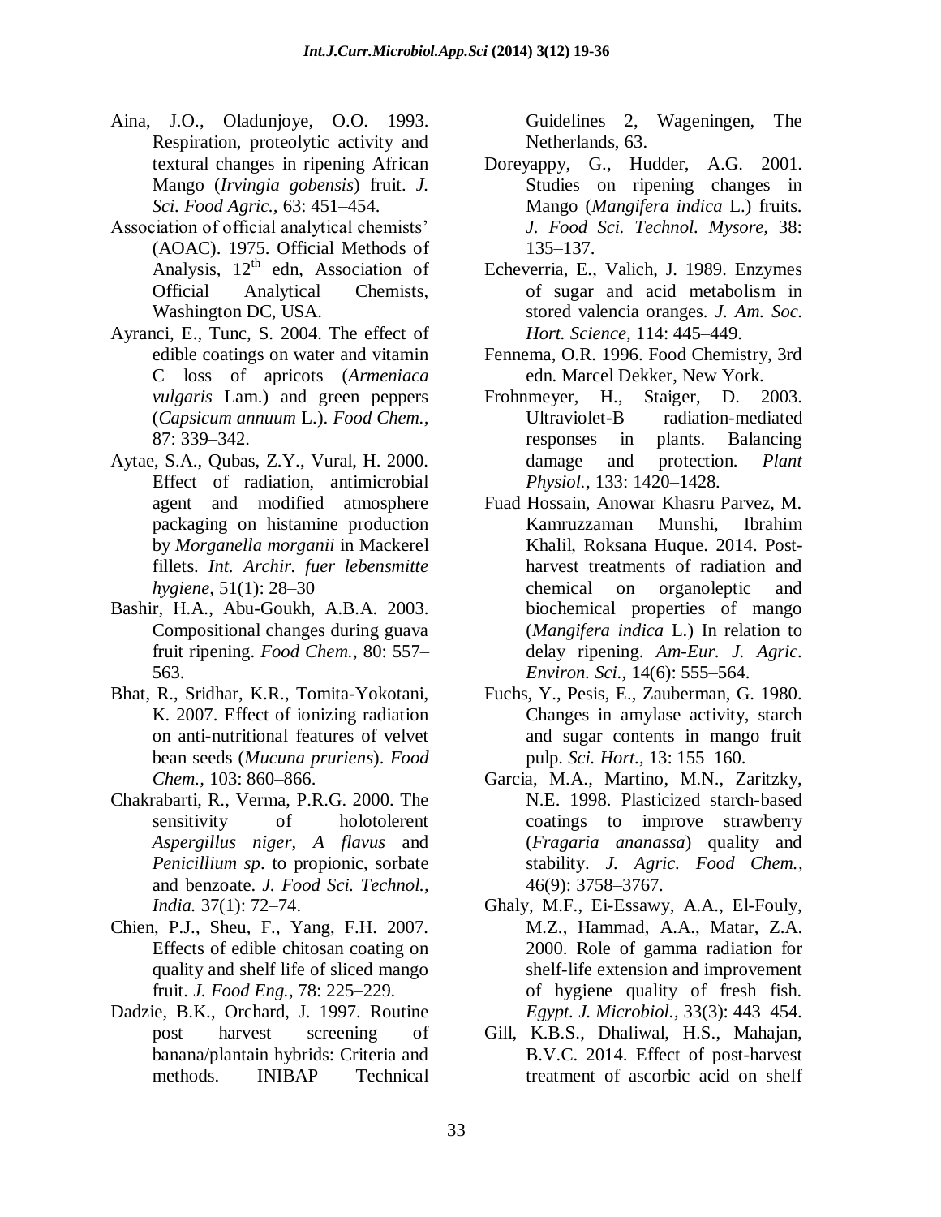Aina, J.O., Oladunjoye, O.O. 1993. Respiration, proteolytic activity and textural changes in ripening African Mango (*Irvingia gobensis*) fruit. *J. Sci. Food Agric.,* 63: 451–454.

Association of official analytical chemists' (AOAC). 1975. Official Methods of Analysis, 12th edn, Association of Official Analytical Chemists, Washington DC, USA.

Ayranci, E., Tunc, S. 2004. The effect of edible coatings on water and vitamin C loss of apricots (*Armeniaca vulgaris* Lam.) and green peppers (*Capsicum annuum* L.). *Food Chem.,* 87: 339–342.

Aytae, S.A., Qubas, Z.Y., Vural, H. 2000. Effect of radiation, antimicrobial agent and modified atmosphere packaging on histamine production by *Morganella morganii* in Mackerel fillets. *Int. Archir. fuer lebensmitte hygiene,* 51(1): 28–30

Bashir, H.A., Abu-Goukh, A.B.A. 2003. Compositional changes during guava fruit ripening. *Food Chem.,* 80: 557–563.

Bhat, R., Sridhar, K.R., Tomita-Yokotani, K. 2007. Effect of ionizing radiation on anti-nutritional features of velvet bean seeds (*Mucuna pruriens*). *Food Chem.,* 103: 860–866.

Chakrabarti, R., Verma, P.R.G. 2000. The sensitivity of holotolerent *Aspergillus niger*, *A flavus* and *Penicillium sp*. to propionic, sorbate and benzoate. *J. Food Sci. Technol., India.* 37(1): 72–74.

Chien, P.J., Sheu, F., Yang, F.H. 2007. Effects of edible chitosan coating on quality and shelf life of sliced mango fruit. *J. Food Eng.,* 78: 225–229.

Dadzie, B.K., Orchard, J. 1997. Routine post harvest screening of banana/plantain hybrids: Criteria and methods. INIBAP Technical Guidelines 2, Wageningen, The Netherlands, 63.

Doreyappy, G., Hudder, A.G. 2001. Studies on ripening changes in Mango (*Mangifera indica* L.) fruits. *J. Food Sci. Technol. Mysore,* 38: 135–137.

Echeverria, E., Valich, J. 1989. Enzymes of sugar and acid metabolism in stored valencia oranges. *J. Am. Soc. Hort. Science*, 114: 445–449.

Fennema, O.R. 1996. Food Chemistry, 3rd edn. Marcel Dekker, New York.

Frohnmeyer, H., Staiger, D. 2003. Ultraviolet-B radiation-mediated responses in plants. Balancing damage and protection. *Plant Physiol.,* 133: 1420–1428.

Fuad Hossain, Anowar Khasru Parvez, M. Kamruzzaman Munshi, Ibrahim Khalil, Roksana Huque. 2014. Post-harvest treatments of radiation and chemical on organoleptic and biochemical properties of mango (*Mangifera indica* L.) In relation to delay ripening. *Am-Eur. J. Agric. Environ. Sci.,* 14(6): 555–564.

Fuchs, Y., Pesis, E., Zauberman, G. 1980. Changes in amylase activity, starch and sugar contents in mango fruit pulp. *Sci. Hort.,* 13: 155–160.

Garcia, M.A., Martino, M.N., Zaritzky, N.E. 1998. Plasticized starch-based coatings to improve strawberry (*Fragaria ananassa*) quality and stability. *J. Agric. Food Chem.,* 46(9): 3758–3767.

Ghaly, M.F., Ei-Essawy, A.A., El-Fouly, M.Z., Hammad, A.A., Matar, Z.A. 2000. Role of gamma radiation for shelf-life extension and improvement of hygiene quality of fresh fish. *Egypt. J. Microbiol.,* 33(3): 443–454.

Gill, K.B.S., Dhaliwal, H.S., Mahajan, B.V.C. 2014. Effect of post-harvest treatment of ascorbic acid on shelf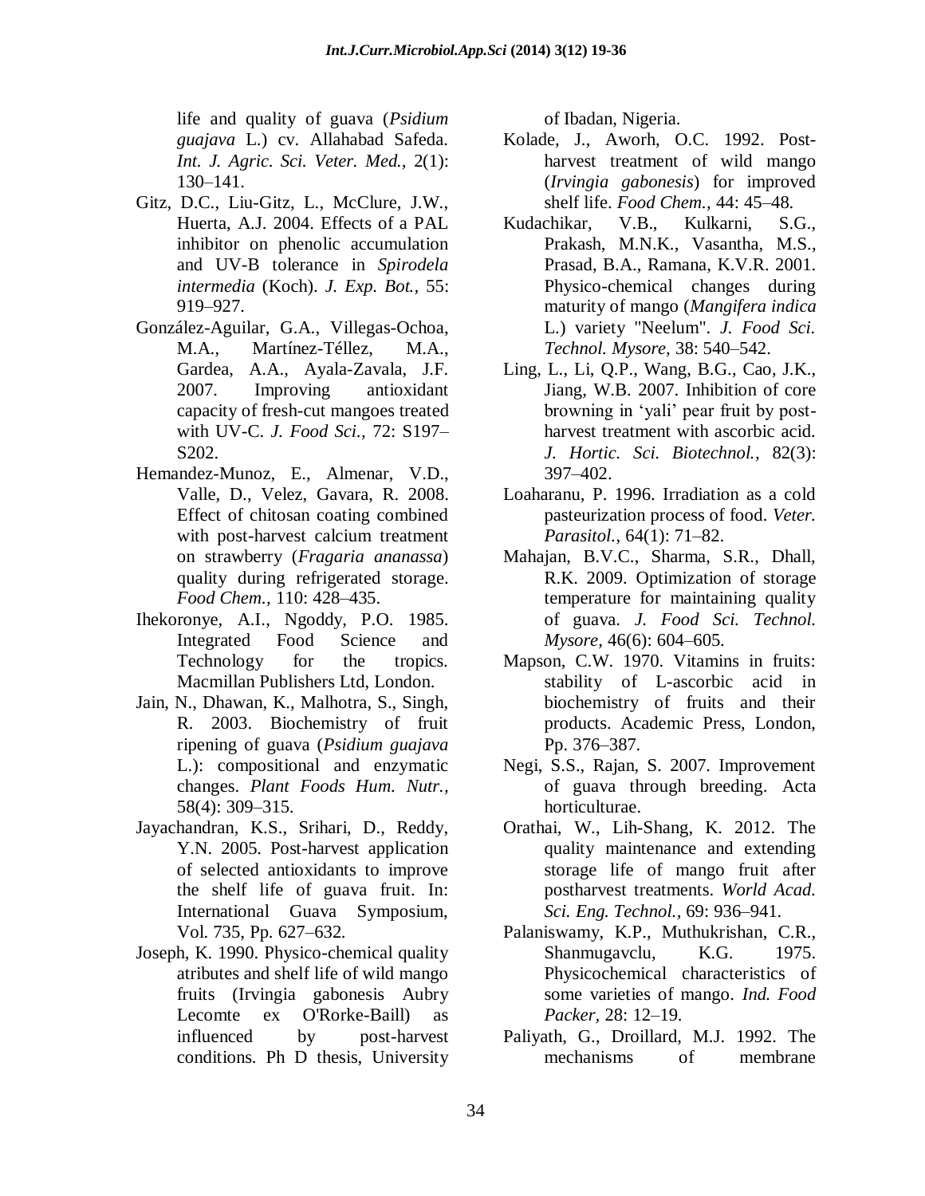life and quality of guava (*Psidium guajava* L.) cv. Allahabad Safeda. *Int. J. Agric. Sci. Veter. Med.,* 2(1): 130–141.

Gitz, D.C., Liu-Gitz, L., McClure, J.W., Huerta, A.J. 2004. Effects of a PAL inhibitor on phenolic accumulation and UV-B tolerance in *Spirodela intermedia* (Koch). *J. Exp. Bot.,* 55: 919–927.

González-Aguilar, G.A., Villegas-Ochoa, M.A., Martínez-Téllez, M.A., Gardea, A.A., Ayala-Zavala, J.F. 2007. Improving antioxidant capacity of fresh-cut mangoes treated with UV-C. *J. Food Sci.,* 72: S197–S202.

Hemandez-Munoz, E., Almenar, V.D., Valle, D., Velez, Gavara, R. 2008. Effect of chitosan coating combined with post-harvest calcium treatment on strawberry (*Fragaria ananassa*) quality during refrigerated storage. *Food Chem.,* 110: 428–435.

Ihekoronye, A.I., Ngoddy, P.O. 1985. Integrated Food Science and Technology for the tropics. Macmillan Publishers Ltd, London.

Jain, N., Dhawan, K., Malhotra, S., Singh, R. 2003. Biochemistry of fruit ripening of guava (*Psidium guajava* L.): compositional and enzymatic changes. *Plant Foods Hum. Nutr.,* 58(4): 309–315.

Jayachandran, K.S., Srihari, D., Reddy, Y.N. 2005. Post-harvest application of selected antioxidants to improve the shelf life of guava fruit. In: International Guava Symposium, Vol. 735, Pp. 627–632.

Joseph, K. 1990. Physico-chemical quality atributes and shelf life of wild mango fruits (Irvingia gabonesis Aubry Lecomte ex O'Rorke-Baill) as influenced by post-harvest conditions. Ph D thesis, University of Ibadan, Nigeria.

Kolade, J., Aworh, O.C. 1992. Post-harvest treatment of wild mango (*Irvingia gabonesis*) for improved shelf life. *Food Chem.,* 44: 45–48.

Kudachikar, V.B., Kulkarni, S.G., Prakash, M.N.K., Vasantha, M.S., Prasad, B.A., Ramana, K.V.R. 2001. Physico-chemical changes during maturity of mango (*Mangifera indica* L.) variety "Neelum". *J. Food Sci. Technol. Mysore,* 38: 540–542.

Ling, L., Li, Q.P., Wang, B.G., Cao, J.K., Jiang, W.B. 2007. Inhibition of core browning in 'yali' pear fruit by post-harvest treatment with ascorbic acid. *J. Hortic. Sci. Biotechnol.,* 82(3): 397–402.

Loaharanu, P. 1996. Irradiation as a cold pasteurization process of food. *Veter. Parasitol.,* 64(1): 71–82.

Mahajan, B.V.C., Sharma, S.R., Dhall, R.K. 2009. Optimization of storage temperature for maintaining quality of guava. *J. Food Sci. Technol. Mysore,* 46(6): 604–605.

Mapson, C.W. 1970. Vitamins in fruits: stability of L-ascorbic acid in biochemistry of fruits and their products. Academic Press, London, Pp. 376–387.

Negi, S.S., Rajan, S. 2007. Improvement of guava through breeding. Acta horticulturae.

Orathai, W., Lih-Shang, K. 2012. The quality maintenance and extending storage life of mango fruit after postharvest treatments. *World Acad. Sci. Eng. Technol.,* 69: 936–941.

Palaniswamy, K.P., Muthukrishan, C.R., Shanmugavclu, K.G. 1975. Physicochemical characteristics of some varieties of mango. *Ind. Food Packer,* 28: 12–19.

Paliyath, G., Droillard, M.J. 1992. The mechanisms of membrane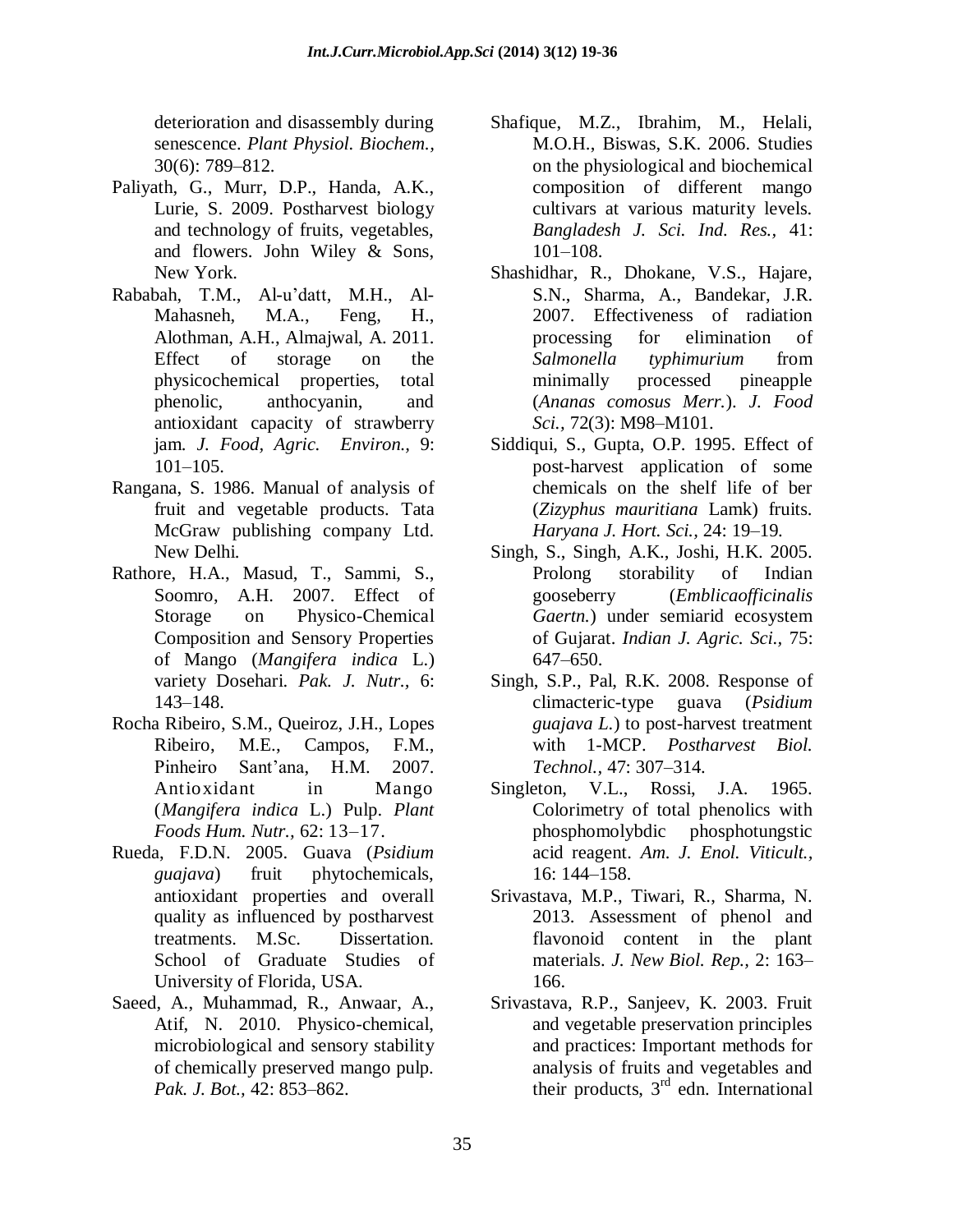deterioration and disassembly during senescence. *Plant Physiol. Biochem.,* 30(6): 789–812.

Paliyath, G., Murr, D.P., Handa, A.K., Lurie, S. 2009. Postharvest biology and technology of fruits, vegetables, and flowers. John Wiley & Sons, New York.

Rababah, T.M., Al-u'datt, M.H., Al-Mahasneh, M.A., Feng, H., Alothman, A.H., Almajwal, A. 2011. Effect of storage on the physicochemical properties, total phenolic, anthocyanin, and antioxidant capacity of strawberry jam. *J. Food, Agric. Environ.,* 9: 101–105.

Rangana, S. 1986. Manual of analysis of fruit and vegetable products. Tata McGraw publishing company Ltd. New Delhi.

Rathore, H.A., Masud, T., Sammi, S., Soomro, A.H. 2007. Effect of Storage on Physico-Chemical Composition and Sensory Properties of Mango (*Mangifera indica* L.) variety Dosehari. *Pak. J. Nutr.,* 6: 143–148.

Rocha Ribeiro, S.M., Queiroz, J.H., Lopes Ribeiro, M.E., Campos, F.M., Pinheiro Sant'ana, H.M. 2007. Antioxidant in Mango (*Mangifera indica* L.) Pulp. *Plant Foods Hum. Nutr.,* 62: 13–17.

Rueda, F.D.N. 2005. Guava (*Psidium guajava*) fruit phytochemicals, antioxidant properties and overall quality as influenced by postharvest treatments. M.Sc. Dissertation. School of Graduate Studies of University of Florida, USA.

Saeed, A., Muhammad, R., Anwaar, A., Atif, N. 2010. Physico-chemical, microbiological and sensory stability of chemically preserved mango pulp. *Pak. J. Bot.,* 42: 853–862.

Shafique, M.Z., Ibrahim, M., Helali, M.O.H., Biswas, S.K. 2006. Studies on the physiological and biochemical composition of different mango cultivars at various maturity levels. *Bangladesh J. Sci. Ind. Res.,* 41: 101–108.

Shashidhar, R., Dhokane, V.S., Hajare, S.N., Sharma, A., Bandekar, J.R. 2007. Effectiveness of radiation processing for elimination of *Salmonella typhimurium* from minimally processed pineapple (*Ananas comosus Merr.*). *J. Food Sci.,* 72(3): M98–M101.

Siddiqui, S., Gupta, O.P. 1995. Effect of post-harvest application of some chemicals on the shelf life of ber (*Zizyphus mauritiana* Lamk) fruits. *Haryana J. Hort. Sci.,* 24: 19–19.

Singh, S., Singh, A.K., Joshi, H.K. 2005. Prolong storability of Indian gooseberry (*Emblicaofficinalis Gaertn.*) under semiarid ecosystem of Gujarat. *Indian J. Agric. Sci.,* 75: 647–650.

Singh, S.P., Pal, R.K. 2008. Response of climacteric-type guava (*Psidium guajava L.*) to post-harvest treatment with 1-MCP. *Postharvest Biol. Technol.,* 47: 307–314.

Singleton, V.L., Rossi, J.A. 1965. Colorimetry of total phenolics with phosphomolybdic phosphotungstic acid reagent. *Am. J. Enol. Viticult.,* 16: 144–158.

Srivastava, M.P., Tiwari, R., Sharma, N. 2013. Assessment of phenol and flavonoid content in the plant materials. *J. New Biol. Rep.,* 2: 163–166.

Srivastava, R.P., Sanjeev, K. 2003. Fruit and vegetable preservation principles and practices: Important methods for analysis of fruits and vegetables and their products, 3rd edn. International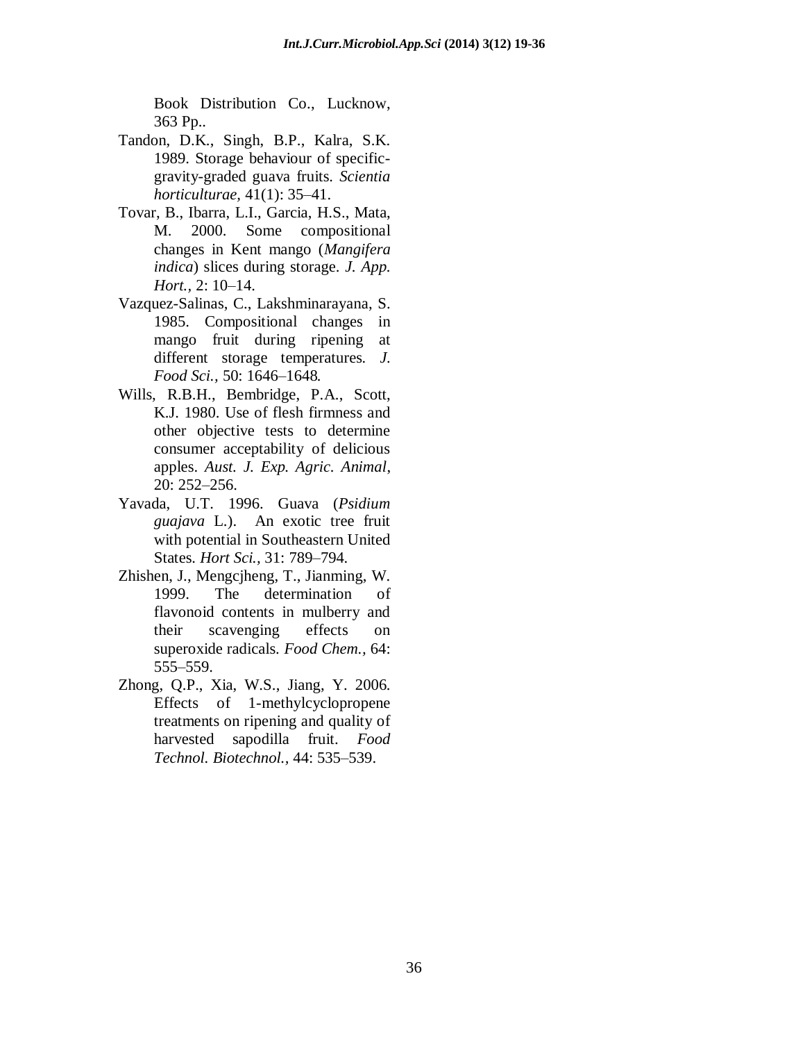Book Distribution Co., Lucknow, 363 Pp..

Tandon, D.K., Singh, B.P., Kalra, S.K. 1989. Storage behaviour of specific-gravity-graded guava fruits. *Scientia horticulturae,* 41(1): 35–41.

Tovar, B., Ibarra, L.I., Garcia, H.S., Mata, M. 2000. Some compositional changes in Kent mango (*Mangifera indica*) slices during storage. *J. App. Hort.*, 2: 10–14.

Vazquez-Salinas, C., Lakshminarayana, S. 1985. Compositional changes in mango fruit during ripening at different storage temperatures. *J. Food Sci.*, 50: 1646–1648.

Wills, R.B.H., Bembridge, P.A., Scott, K.J. 1980. Use of flesh firmness and other objective tests to determine consumer acceptability of delicious apples. *Aust. J. Exp. Agric. Animal*, 20: 252–256.

Yavada, U.T. 1996. Guava (*Psidium guajava* L.). An exotic tree fruit with potential in Southeastern United States. *Hort Sci.*, 31: 789–794.

Zhishen, J., Mengcjheng, T., Jianming, W. 1999. The determination of flavonoid contents in mulberry and their scavenging effects on superoxide radicals. *Food Chem.*, 64: 555–559.

Zhong, Q.P., Xia, W.S., Jiang, Y. 2006. Effects of 1-methylcyclopropene treatments on ripening and quality of harvested sapodilla fruit. *Food Technol. Biotechnol.*, 44: 535–539.